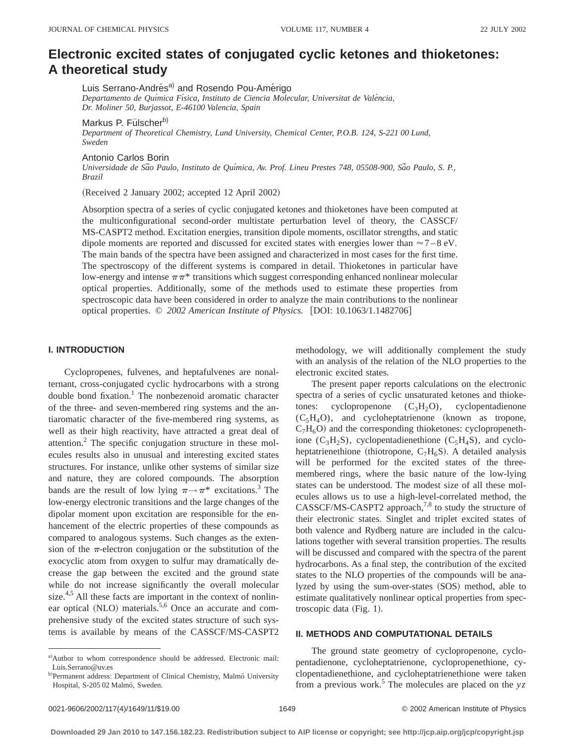# Electronic excited states of conjugated cyclic ketones and thioketones: A theoretical study

Luis Serrano-Andrés[a] and Rosendo Pou-Amérigo
*Departamento de Química Física, Instituto de Ciencia Molecular, Universitat de València, Dr. Moliner 50, Burjassot, E-46100 Valencia, Spain*

Markus P. Fülscher[b]
*Department of Theoretical Chemistry, Lund University, Chemical Center, P.O.B. 124, S-221 00 Lund, Sweden*

Antonio Carlos Borin
*Universidade de São Paulo, Instituto de Química, Av. Prof. Lineu Prestes 748, 05508-900, São Paulo, S. P., Brazil*

(Received 2 January 2002; accepted 12 April 2002)

Absorption spectra of a series of cyclic conjugated ketones and thioketones have been computed at the multiconfigurational second-order multistate perturbation level of theory, the CASSCF/MS-CASPT2 method. Excitation energies, transition dipole moments, oscillator strengths, and static dipole moments are reported and discussed for excited states with energies lower than $\approx 7-8$ eV. The main bands of the spectra have been assigned and characterized in most cases for the first time. The spectroscopy of the different systems is compared in detail. Thioketones in particular have low-energy and intense $\pi\pi^*$ transitions which suggest corresponding enhanced nonlinear molecular optical properties. Additionally, some of the methods used to estimate these properties from spectroscopic data have been considered in order to analyze the main contributions to the nonlinear optical properties. © *2002 American Institute of Physics.* [DOI: 10.1063/1.1482706]

## I. INTRODUCTION

Cyclopropenes, fulvenes, and heptafulvenes are nonalternant, cross-conjugated cyclic hydrocarbons with a strong double bond fixation.[1] The nonbezenoid aromatic character of the three- and seven-membered ring systems and the antiaromatic character of the five-membered ring systems, as well as their high reactivity, have attracted a great deal of attention.[2] The specific conjugation structure in these molecules results also in unusual and interesting excited states structures. For instance, unlike other systems of similar size and nature, they are colored compounds. The absorption bands are the result of low lying $\pi \rightarrow \pi^*$ excitations.[3] The low-energy electronic transitions and the large changes of the dipolar moment upon excitation are responsible for the enhancement of the electric properties of these compounds as compared to analogous systems. Such changes as the extension of the $\pi$-electron conjugation or the substitution of the exocyclic atom from oxygen to sulfur may dramatically decrease the gap between the excited and the ground state while do not increase significantly the overall molecular size.[4,5] All these facts are important in the context of nonlinear optical (NLO) materials.[5,6] Once an accurate and comprehensive study of the excited states structure of such systems is available by means of the CASSCF/MS-CASPT2 methodology, we will additionally complement the study with an analysis of the relation of the NLO properties to the electronic excited states.

The present paper reports calculations on the electronic spectra of a series of cyclic unsaturated ketones and thioketones: cyclopropenone ($C_3H_2O$), cyclopentadienone ($C_5H_4O$), and cycloheptatrienone (known as tropone, $C_7H_6O$) and the corresponding thioketones: cyclopropenethione ($C_3H_2S$), cyclopentadienethione ($C_5H_4S$), and cycloheptatrienethione (thiotropone, $C_7H_6S$). A detailed analysis will be performed for the excited states of the three-membered rings, where the basic nature of the low-lying states can be understood. The modest size of all these molecules allows us to use a high-level-correlated method, the CASSCF/MS-CASPT2 approach,[7,8] to study the structure of their electronic states. Singlet and triplet excited states of both valence and Rydberg nature are included in the calculations together with several transition properties. The results will be discussed and compared with the spectra of the parent hydrocarbons. As a final step, the contribution of the excited states to the NLO properties of the compounds will be analyzed by using the sum-over-states (SOS) method, able to estimate qualitatively nonlinear optical properties from spectroscopic data (Fig. 1).

## II. METHODS AND COMPUTATIONAL DETAILS

The ground state geometry of cyclopropenone, cyclopentadienone, cycloheptatrienone, cyclopropenethione, cyclopentadienethione, and cycloheptatrienethione were taken from a previous work.[5] The molecules are placed on the *yz*

---

[a]Author to whom correspondence should be addressed. Electronic mail: Luis.Serrano@uv.es

[b]Permanent address: Department of Clinical Chemistry, Malmö University Hospital, S-205 02 Malmö, Sweden.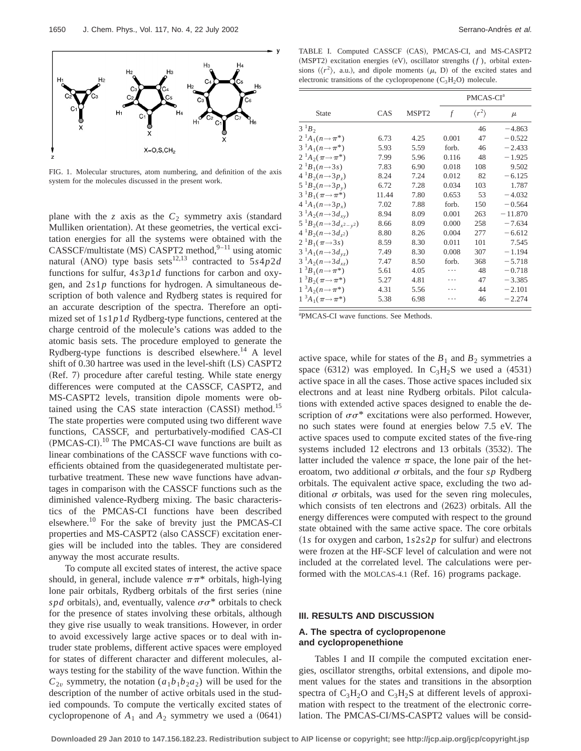FIG. 1. Molecular structures, atom numbering, and definition of the axis system for the molecules discussed in the present work.

plane with the $z$ axis as the $C_2$ symmetry axis (standard Mulliken orientation). At these geometries, the vertical excitation energies for all the systems were obtained with the CASSCF/multistate (MS) CASPT2 method,[9–11] using atomic natural (ANO) type basis sets[12,13] contracted to $5s4p2d$ functions for sulfur, $4s3p1d$ functions for carbon and oxygen, and $2s1p$ functions for hydrogen. A simultaneous description of both valence and Rydberg states is required for an accurate description of the spectra. Therefore an optimized set of $1s1p1d$ Rydberg-type functions, centered at the charge centroid of the molecule's cations was added to the atomic basis sets. The procedure employed to generate the Rydberg-type functions is described elsewhere.[14] A level shift of 0.30 hartree was used in the level-shift (LS) CASPT2 (Ref. 7) procedure after careful testing. While state energy differences were computed at the CASSCF, CASPT2, and MS-CASPT2 levels, transition dipole moments were obtained using the CAS state interaction (CASSI) method.[15] The state properties were computed using two different wave functions, CASSCF, and perturbatively-modified CAS-CI (PMCAS-CI).[10] The PMCAS-CI wave functions are built as linear combinations of the CASSCF wave functions with coefficients obtained from the quasidegenerated multistate perturbative treatment. These new wave functions have advantages in comparison with the CASSCF functions such as the diminished valence-Rydberg mixing. The basic characteristics of the PMCAS-CI functions have been described elsewhere.[10] For the sake of brevity just the PMCAS-CI properties and MS-CASPT2 (also CASSCF) excitation energies will be included into the tables. They are considered anyway the most accurate results.

To compute all excited states of interest, the active space should, in general, include valence $\pi\pi^*$ orbitals, high-lying lone pair orbitals, Rydberg orbitals of the first series (nine $spd$ orbitals), and, eventually, valence $\sigma\sigma^*$ orbitals to check for the presence of states involving these orbitals, although they give rise usually to weak transitions. However, in order to avoid excessively large active spaces or to deal with intruder state problems, different active spaces were employed for states of different character and different molecules, always testing for the stability of the wave function. Within the $C_{2v}$ symmetry, the notation $(a_1b_1b_2a_2)$ will be used for the description of the number of active orbitals used in the studied compounds. To compute the vertically excited states of cyclopropenone of $A_1$ and $A_2$ symmetry we used a (0641) active space, while for states of the $B_1$ and $B_2$ symmetries a space (6312) was employed. In $C_3H_2S$ we used a (4531) active space in all the cases. Those active spaces included six electrons and at least nine Rydberg orbitals. Pilot calculations with extended active spaces designed to enable the description of $\sigma\sigma^*$ excitations were also performed. However, no such states were found at energies below 7.5 eV. The active spaces used to compute excited states of the five-ring systems included 12 electrons and 13 orbitals (3532). The latter included the valence $\pi$ space, the lone pair of the heteroatom, two additional $\sigma$ orbitals, and the four $sp$ Rydberg orbitals. The equivalent active space, excluding the two additional $\sigma$ orbitals, was used for the seven ring molecules, which consists of ten electrons and (2623) orbitals. All the energy differences were computed with respect to the ground state obtained with the same active space. The core orbitals ($1s$ for oxygen and carbon, $1s2s2p$ for sulfur) and electrons were frozen at the HF-SCF level of calculation and were not included at the correlated level. The calculations were performed with the MOLCAS-4.1 (Ref. 16) programs package.

TABLE I. Computed CASSCF (CAS), PMCAS-CI, and MS-CASPT2 (MSPT2) excitation energies (eV), oscillator strengths ($f$), orbital extensions ($\langle r^2\rangle$, a.u.), and dipole moments ($\mu$, D) of the excited states and electronic transitions of the cyclopropenone ($C_3H_2O$) molecule.

| State | CAS | MSPT2 | PMCAS-CI[a] | | |
|---|---|---|---|---|---|
| | | | $f$ | $\langle r^2\rangle$ | $\mu$ |
| $3\,^1B_2$ | | | | 46 | −4.863 |
| $2\,^1A_1(n\rightarrow\pi^*)$ | 6.73 | 4.25 | 0.001 | 47 | −0.522 |
| $3\,^1A_1(n\rightarrow\pi^*)$ | 5.93 | 5.59 | forb. | 46 | −2.433 |
| $2\,^1A_2(\pi\rightarrow\pi^*)$ | 7.99 | 5.96 | 0.116 | 48 | −1.925 |
| $2\,^1B_1(n\rightarrow 3s)$ | 7.83 | 6.90 | 0.018 | 108 | 9.502 |
| $4\,^1B_2(n\rightarrow 3p_z)$ | 8.24 | 7.24 | 0.012 | 82 | −6.125 |
| $5\,^1B_2(n\rightarrow 3p_y)$ | 6.72 | 7.28 | 0.034 | 103 | 1.787 |
| $3\,^1B_1(\pi\rightarrow\pi^*)$ | 11.44 | 7.80 | 0.653 | 53 | −4.032 |
| $4\,^1A_1(n\rightarrow 3p_x)$ | 7.02 | 7.88 | forb. | 150 | −0.564 |
| $3\,^1A_2(n\rightarrow 3d_{xy})$ | 8.94 | 8.09 | 0.001 | 263 | −11.870 |
| $5\,^1B_2(n\rightarrow 3d_{x^2-y^2})$ | 8.66 | 8.09 | 0.000 | 258 | −7.634 |
| $4\,^1B_2(n\rightarrow 3d_{z^2})$ | 8.80 | 8.26 | 0.004 | 277 | −6.612 |
| $2\,^1B_1(\pi\rightarrow 3s)$ | 8.59 | 8.30 | 0.011 | 101 | 7.545 |
| $3\,^1A_1(n\rightarrow 3d_{yz})$ | 7.49 | 8.30 | 0.008 | 307 | −1.194 |
| $3\,^1A_2(n\rightarrow 3d_{xz})$ | 7.47 | 8.50 | forb. | 368 | −5.718 |
| $1\,^3B_1(n\rightarrow\pi^*)$ | 5.61 | 4.05 | ⋯ | 48 | −0.718 |
| $1\,^3B_2(\pi\rightarrow\pi^*)$ | 5.27 | 4.81 | ⋯ | 47 | −3.385 |
| $1\,^3A_2(n\rightarrow\pi^*)$ | 4.31 | 5.56 | ⋯ | 44 | −2.101 |
| $1\,^3A_1(\pi\rightarrow\pi^*)$ | 5.38 | 6.98 | ⋯ | 46 | −2.274 |

[a]PMCAS-CI wave functions. See Methods.

## III. RESULTS AND DISCUSSION

### A. The spectra of cyclopropenone and cyclopropenethione

Tables I and II compile the computed excitation energies, oscillator strengths, orbital extensions, and dipole moment values for the states and transitions in the absorption spectra of $C_3H_2O$ and $C_3H_2S$ at different levels of approximation with respect to the treatment of the electronic correlation. The PMCAS-CI/MS-CASPT2 values will be consid-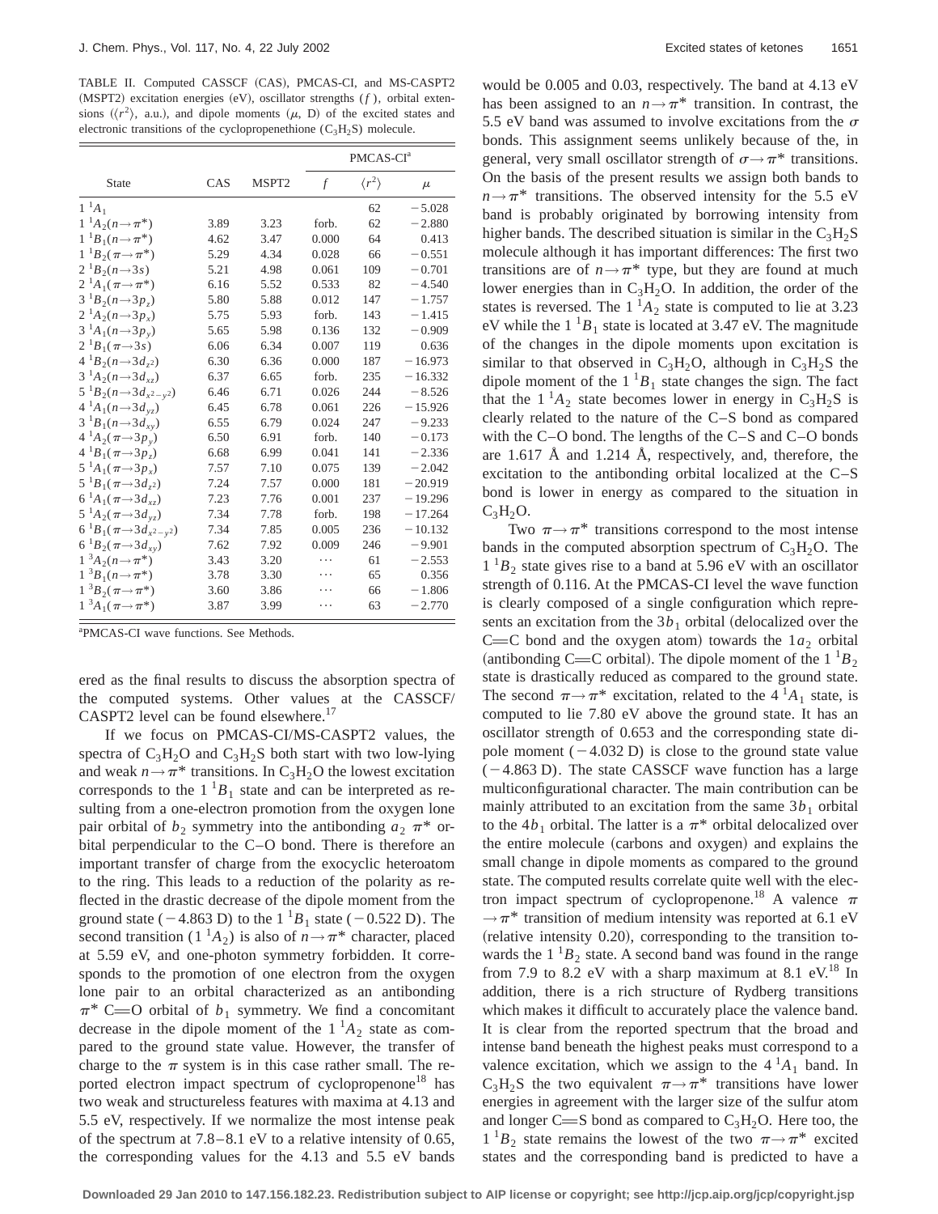TABLE II. Computed CASSCF (CAS), PMCAS-CI, and MS-CASPT2 (MSPT2) excitation energies (eV), oscillator strengths ($f$), orbital extensions ($\langle r^2 \rangle$, a.u.), and dipole moments ($\mu$, D) of the excited states and electronic transitions of the cyclopropenethione ($C_3H_2S$) molecule.

| State | CAS | MSPT2 | PMCAS-CI[a] | | |
|---|---|---|---|---|---|
| | | | $f$ | $\langle r^2 \rangle$ | $\mu$ |
| $1\,^1A_1$ | | | | 62 | −5.028 |
| $1\,^1A_2(n\rightarrow\pi^*)$ | 3.89 | 3.23 | forb. | 62 | −2.880 |
| $1\,^1B_1(n\rightarrow\pi^*)$ | 4.62 | 3.47 | 0.000 | 64 | 0.413 |
| $1\,^1B_2(\pi\rightarrow\pi^*)$ | 5.29 | 4.34 | 0.028 | 66 | −0.551 |
| $2\,^1B_2(n\rightarrow 3s)$ | 5.21 | 4.98 | 0.061 | 109 | −0.701 |
| $2\,^1A_1(\pi\rightarrow\pi^*)$ | 6.16 | 5.52 | 0.533 | 82 | −4.540 |
| $3\,^1B_2(n\rightarrow 3p_z)$ | 5.80 | 5.88 | 0.012 | 147 | −1.757 |
| $2\,^1A_2(n\rightarrow 3p_x)$ | 5.75 | 5.93 | forb. | 143 | −1.415 |
| $3\,^1A_1(n\rightarrow 3p_y)$ | 5.65 | 5.98 | 0.136 | 132 | −0.909 |
| $2\,^1B_1(\pi\rightarrow 3s)$ | 6.06 | 6.34 | 0.007 | 119 | 0.636 |
| $4\,^1B_2(n\rightarrow 3d_{z^2})$ | 6.30 | 6.36 | 0.000 | 187 | −16.973 |
| $3\,^1A_2(n\rightarrow 3d_{xz})$ | 6.37 | 6.65 | forb. | 235 | −16.332 |
| $5\,^1B_2(n\rightarrow 3d_{x^2-y^2})$ | 6.46 | 6.71 | 0.026 | 244 | −8.526 |
| $4\,^1A_1(n\rightarrow 3d_{yz})$ | 6.45 | 6.78 | 0.061 | 226 | −15.926 |
| $3\,^1B_1(n\rightarrow 3d_{xy})$ | 6.55 | 6.79 | 0.024 | 247 | −9.233 |
| $4\,^1A_2(\pi\rightarrow 3p_y)$ | 6.50 | 6.91 | forb. | 140 | −0.173 |
| $4\,^1B_1(\pi\rightarrow 3p_z)$ | 6.68 | 6.99 | 0.041 | 141 | −2.336 |
| $5\,^1A_1(\pi\rightarrow 3p_x)$ | 7.57 | 7.10 | 0.075 | 139 | −2.042 |
| $5\,^1B_1(\pi\rightarrow 3d_{z^2})$ | 7.24 | 7.57 | 0.000 | 181 | −20.919 |
| $6\,^1A_1(\pi\rightarrow 3d_{xz})$ | 7.23 | 7.76 | 0.001 | 237 | −19.296 |
| $5\,^1A_2(\pi\rightarrow 3d_{yz})$ | 7.34 | 7.78 | forb. | 198 | −17.264 |
| $6\,^1B_1(\pi\rightarrow 3d_{x^2-y^2})$ | 7.34 | 7.85 | 0.005 | 236 | −10.132 |
| $6\,^1B_2(\pi\rightarrow 3d_{xy})$ | 7.62 | 7.92 | 0.009 | 246 | −9.901 |
| $1\,^3A_2(n\rightarrow\pi^*)$ | 3.43 | 3.20 | ⋯ | 61 | −2.553 |
| $1\,^3B_1(n\rightarrow\pi^*)$ | 3.78 | 3.30 | ⋯ | 65 | 0.356 |
| $1\,^3B_2(\pi\rightarrow\pi^*)$ | 3.60 | 3.86 | ⋯ | 66 | −1.806 |
| $1\,^3A_1(\pi\rightarrow\pi^*)$ | 3.87 | 3.99 | ⋯ | 63 | −2.770 |

[a]PMCAS-CI wave functions. See Methods.

ered as the final results to discuss the absorption spectra of the computed systems. Other values at the CASSCF/CASPT2 level can be found elsewhere.[17]

If we focus on PMCAS-CI/MS-CASPT2 values, the spectra of $C_3H_2O$ and $C_3H_2S$ both start with two low-lying and weak $n\rightarrow\pi^*$ transitions. In $C_3H_2O$ the lowest excitation corresponds to the $1\,^1B_1$ state and can be interpreted as resulting from a one-electron promotion from the oxygen lone pair orbital of $b_2$ symmetry into the antibonding $a_2$ $\pi^*$ orbital perpendicular to the C–O bond. There is therefore an important transfer of charge from the exocyclic heteroatom to the ring. This leads to a reduction of the polarity as reflected in the drastic decrease of the dipole moment from the ground state (−4.863 D) to the $1\,^1B_1$ state (−0.522 D). The second transition ($1\,^1A_2$) is also of $n\rightarrow\pi^*$ character, placed at 5.59 eV, and one-photon symmetry forbidden. It corresponds to the promotion of one electron from the oxygen lone pair to an orbital characterized as an antibonding $\pi^*$ C=O orbital of $b_1$ symmetry. We find a concomitant decrease in the dipole moment of the $1\,^1A_2$ state as compared to the ground state value. However, the transfer of charge to the $\pi$ system is in this case rather small. The reported electron impact spectrum of cyclopropenone[18] has two weak and structureless features with maxima at 4.13 and 5.5 eV, respectively. If we normalize the most intense peak of the spectrum at 7.8–8.1 eV to a relative intensity of 0.65, the corresponding values for the 4.13 and 5.5 eV bands would be 0.005 and 0.03, respectively. The band at 4.13 eV has been assigned to an $n\rightarrow\pi^*$ transition. In contrast, the 5.5 eV band was assumed to involve excitations from the $\sigma$ bonds. This assignment seems unlikely because of the, in general, very small oscillator strength of $\sigma\rightarrow\pi^*$ transitions. On the basis of the present results we assign both bands to $n\rightarrow\pi^*$ transitions. The observed intensity for the 5.5 eV band is probably originated by borrowing intensity from higher bands. The described situation is similar in the $C_3H_2S$ molecule although it has important differences: The first two transitions are of $n\rightarrow\pi^*$ type, but they are found at much lower energies than in $C_3H_2O$. In addition, the order of the states is reversed. The $1\,^1A_2$ state is computed to lie at 3.23 eV while the $1\,^1B_1$ state is located at 3.47 eV. The magnitude of the changes in the dipole moments upon excitation is similar to that observed in $C_3H_2O$, although in $C_3H_2S$ the dipole moment of the $1\,^1B_1$ state changes the sign. The fact that the $1\,^1A_2$ state becomes lower in energy in $C_3H_2S$ is clearly related to the nature of the C–S bond as compared with the C–O bond. The lengths of the C–S and C–O bonds are 1.617 Å and 1.214 Å, respectively, and, therefore, the excitation to the antibonding orbital localized at the C–S bond is lower in energy as compared to the situation in $C_3H_2O$.

Two $\pi\rightarrow\pi^*$ transitions correspond to the most intense bands in the computed absorption spectrum of $C_3H_2O$. The $1\,^1B_2$ state gives rise to a band at 5.96 eV with an oscillator strength of 0.116. At the PMCAS-CI level the wave function is clearly composed of a single configuration which represents an excitation from the $3b_1$ orbital (delocalized over the C=C bond and the oxygen atom) towards the $1a_2$ orbital (antibonding C=C orbital). The dipole moment of the $1\,^1B_2$ state is drastically reduced as compared to the ground state. The second $\pi\rightarrow\pi^*$ excitation, related to the $4\,^1A_1$ state, is computed to lie 7.80 eV above the ground state. It has an oscillator strength of 0.653 and the corresponding state dipole moment (−4.032 D) is close to the ground state value (−4.863 D). The state CASSCF wave function has a large multiconfigurational character. The main contribution can be mainly attributed to an excitation from the same $3b_1$ orbital to the $4b_1$ orbital. The latter is a $\pi^*$ orbital delocalized over the entire molecule (carbons and oxygen) and explains the small change in dipole moments as compared to the ground state. The computed results correlate quite well with the electron impact spectrum of cyclopropenone.[18] A valence $\pi\rightarrow\pi^*$ transition of medium intensity was reported at 6.1 eV (relative intensity 0.20), corresponding to the transition towards the $1\,^1B_2$ state. A second band was found in the range from 7.9 to 8.2 eV with a sharp maximum at 8.1 eV.[18] In addition, there is a rich structure of Rydberg transitions which makes it difficult to accurately place the valence band. It is clear from the reported spectrum that the broad and intense band beneath the highest peaks must correspond to a valence excitation, which we assign to the $4\,^1A_1$ band. In $C_3H_2S$ the two equivalent $\pi\rightarrow\pi^*$ transitions have lower energies in agreement with the larger size of the sulfur atom and longer C=S bond as compared to $C_3H_2O$. Here too, the $1\,^1B_2$ state remains the lowest of the two $\pi\rightarrow\pi^*$ excited states and the corresponding band is predicted to have a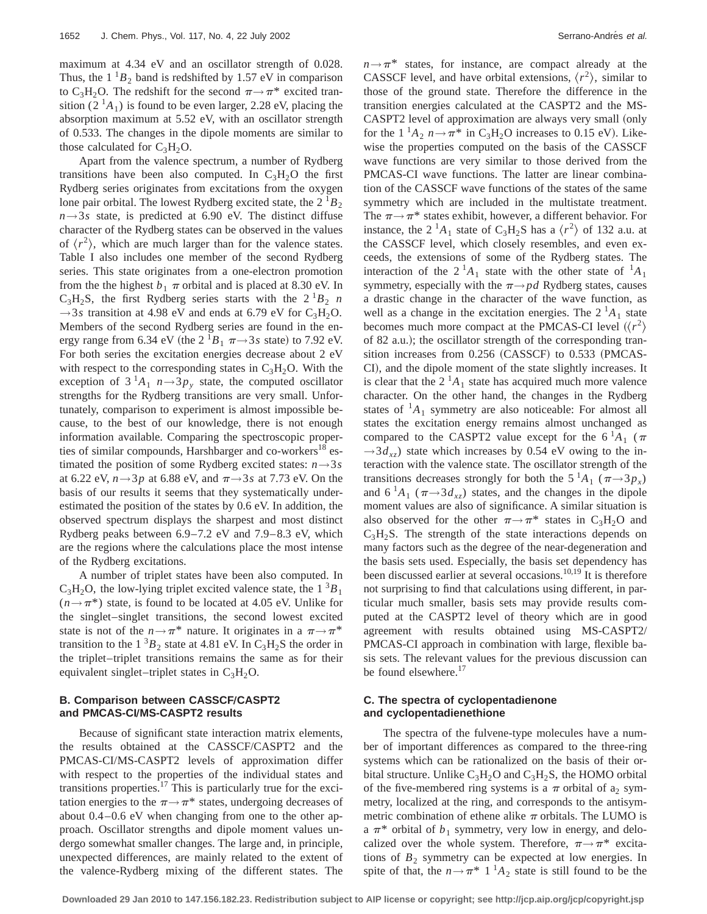maximum at 4.34 eV and an oscillator strength of 0.028. Thus, the $1\,^1B_2$ band is redshifted by 1.57 eV in comparison to $C_3H_2O$. The redshift for the second $\pi\rightarrow\pi^*$ excited transition ($2\,^1A_1$) is found to be even larger, 2.28 eV, placing the absorption maximum at 5.52 eV, with an oscillator strength of 0.533. The changes in the dipole moments are similar to those calculated for $C_3H_2O$.

Apart from the valence spectrum, a number of Rydberg transitions have been also computed. In $C_3H_2O$ the first Rydberg series originates from excitations from the oxygen lone pair orbital. The lowest Rydberg excited state, the $2\,^1B_2$ $n\rightarrow 3s$ state, is predicted at 6.90 eV. The distinct diffuse character of the Rydberg states can be observed in the values of $\langle r^2\rangle$, which are much larger than for the valence states. Table I also includes one member of the second Rydberg series. This state originates from a one-electron promotion from the the highest $b_1$ $\pi$ orbital and is placed at 8.30 eV. In $C_3H_2S$, the first Rydberg series starts with the $2\,^1B_2$ $n\rightarrow 3s$ transition at 4.98 eV and ends at 6.79 eV for $C_3H_2O$. Members of the second Rydberg series are found in the energy range from 6.34 eV (the $2\,^1B_1$ $\pi\rightarrow 3s$ state) to 7.92 eV. For both series the excitation energies decrease about 2 eV with respect to the corresponding states in $C_3H_2O$. With the exception of $3\,^1A_1$ $n\rightarrow 3p_y$ state, the computed oscillator strengths for the Rydberg transitions are very small. Unfortunately, comparison to experiment is almost impossible because, to the best of our knowledge, there is not enough information available. Comparing the spectroscopic properties of similar compounds, Harshbarger and co-workers[18] estimated the position of some Rydberg excited states: $n\rightarrow 3s$ at 6.22 eV, $n\rightarrow 3p$ at 6.88 eV, and $\pi\rightarrow 3s$ at 7.73 eV. On the basis of our results it seems that they systematically underestimated the position of the states by 0.6 eV. In addition, the observed spectrum displays the sharpest and most distinct Rydberg peaks between 6.9–7.2 eV and 7.9–8.3 eV, which are the regions where the calculations place the most intense of the Rydberg excitations.

A number of triplet states have been also computed. In $C_3H_2O$, the low-lying triplet excited valence state, the $1\,^3B_1$ ($n\rightarrow\pi^*$) state, is found to be located at 4.05 eV. Unlike for the singlet–singlet transitions, the second lowest excited state is not of the $n\rightarrow\pi^*$ nature. It originates in a $\pi\rightarrow\pi^*$ transition to the $1\,^3B_2$ state at 4.81 eV. In $C_3H_2S$ the order in the triplet–triplet transitions remains the same as for their equivalent singlet–triplet states in $C_3H_2O$.

### B. Comparison between CASSCF/CASPT2 and PMCAS-CI/MS-CASPT2 results

Because of significant state interaction matrix elements, the results obtained at the CASSCF/CASPT2 and the PMCAS-CI/MS-CASPT2 levels of approximation differ with respect to the properties of the individual states and transitions properties.[17] This is particularly true for the excitation energies to the $\pi\rightarrow\pi^*$ states, undergoing decreases of about 0.4–0.6 eV when changing from one to the other approach. Oscillator strengths and dipole moment values undergo somewhat smaller changes. The large and, in principle, unexpected differences, are mainly related to the extent of the valence-Rydberg mixing of the different states. The $n\rightarrow\pi^*$ states, for instance, are compact already at the CASSCF level, and have orbital extensions, $\langle r^2\rangle$, similar to those of the ground state. Therefore the difference in the transition energies calculated at the CASPT2 and the MS-CASPT2 level of approximation are always very small (only for the $1\,^1A_2$ $n\rightarrow\pi^*$ in $C_3H_2O$ increases to 0.15 eV). Likewise the properties computed on the basis of the CASSCF wave functions are very similar to those derived from the PMCAS-CI wave functions. The latter are linear combination of the CASSCF wave functions of the states of the same symmetry which are included in the multistate treatment. The $\pi\rightarrow\pi^*$ states exhibit, however, a different behavior. For instance, the $2\,^1A_1$ state of $C_3H_2S$ has a $\langle r^2\rangle$ of 132 a.u. at the CASSCF level, which closely resembles, and even exceeds, the extensions of some of the Rydberg states. The interaction of the $2\,^1A_1$ state with the other state of $^1A_1$ symmetry, especially with the $\pi\rightarrow pd$ Rydberg states, causes a drastic change in the character of the wave function, as well as a change in the excitation energies. The $2\,^1A_1$ state becomes much more compact at the PMCAS-CI level ($\langle r^2\rangle$ of 82 a.u.); the oscillator strength of the corresponding transition increases from 0.256 (CASSCF) to 0.533 (PMCAS-CI), and the dipole moment of the state slightly increases. It is clear that the $2\,^1A_1$ state has acquired much more valence character. On the other hand, the changes in the Rydberg states of $^1A_1$ symmetry are also noticeable: For almost all states the excitation energy remains almost unchanged as compared to the CASPT2 value except for the $6\,^1A_1$ ($\pi\rightarrow 3d_{xz}$) state which increases by 0.54 eV owing to the interaction with the valence state. The oscillator strength of the transitions decreases strongly for both the $5\,^1A_1$ ($\pi\rightarrow 3p_x$) and $6\,^1A_1$ ($\pi\rightarrow 3d_{xz}$) states, and the changes in the dipole moment values are also of significance. A similar situation is also observed for the other $\pi\rightarrow\pi^*$ states in $C_3H_2O$ and $C_3H_2S$. The strength of the state interactions depends on many factors such as the degree of the near-degeneration and the basis sets used. Especially, the basis set dependency has been discussed earlier at several occasions.[10,19] It is therefore not surprising to find that calculations using different, in particular much smaller, basis sets may provide results computed at the CASPT2 level of theory which are in good agreement with results obtained using MS-CASPT2/PMCAS-CI approach in combination with large, flexible basis sets. The relevant values for the previous discussion can be found elsewhere.[17]

### C. The spectra of cyclopentadienone and cyclopentadienethione

The spectra of the fulvene-type molecules have a number of important differences as compared to the three-ring systems which can be rationalized on the basis of their orbital structure. Unlike $C_3H_2O$ and $C_3H_2S$, the HOMO orbital of the five-membered ring systems is a $\pi$ orbital of $a_2$ symmetry, localized at the ring, and corresponds to the antisymmetric combination of ethene alike $\pi$ orbitals. The LUMO is a $\pi^*$ orbital of $b_1$ symmetry, very low in energy, and delocalized over the whole system. Therefore, $\pi\rightarrow\pi^*$ excitations of $B_2$ symmetry can be expected at low energies. In spite of that, the $n\rightarrow\pi^*$ $1\,^1A_2$ state is still found to be the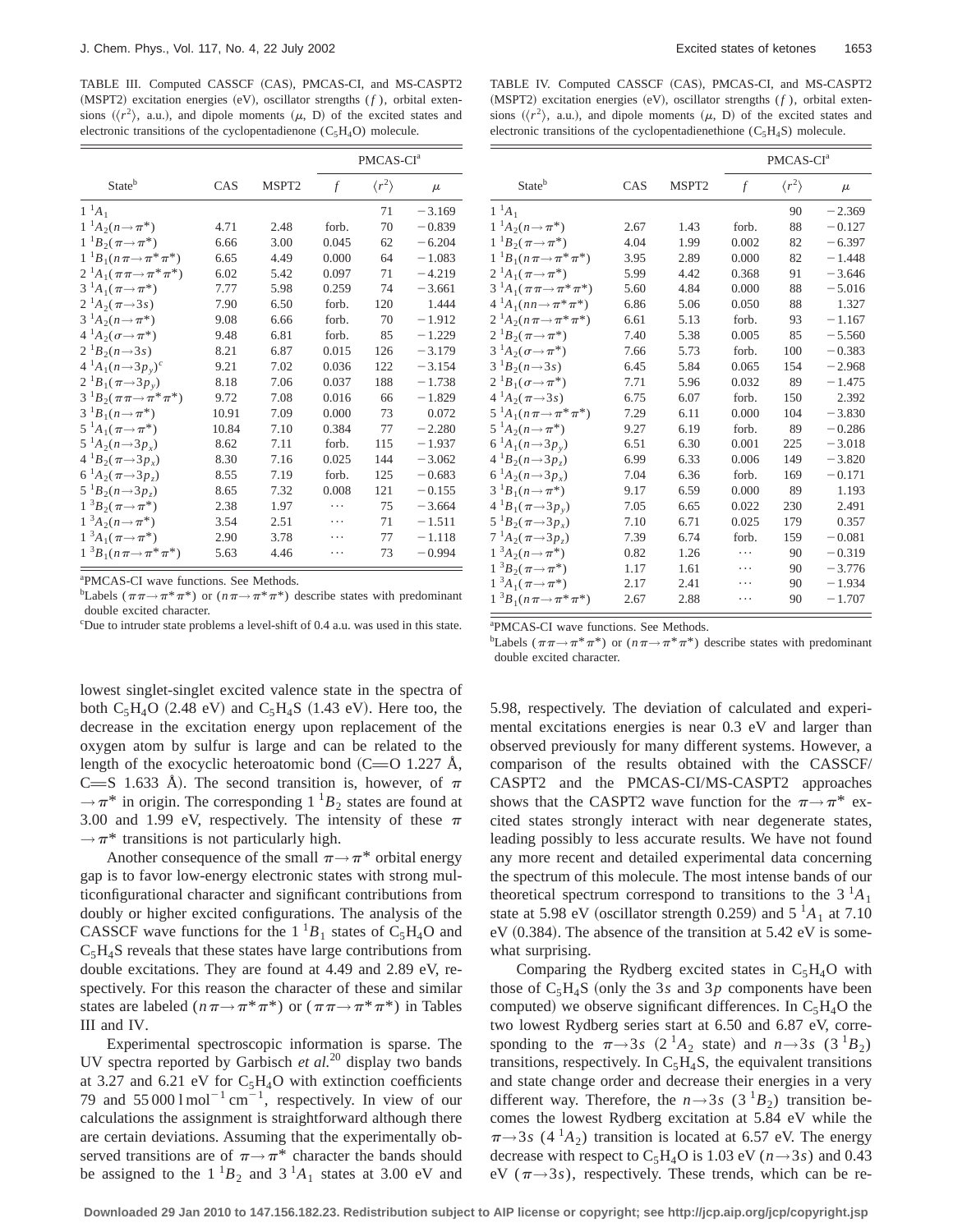TABLE III. Computed CASSCF (CAS), PMCAS-CI, and MS-CASPT2 (MSPT2) excitation energies (eV), oscillator strengths ($f$), orbital extensions ($\langle r^2 \rangle$, a.u.), and dipole moments ($\mu$, D) of the excited states and electronic transitions of the cyclopentadienone ($C_5H_4O$) molecule.

| State[b] | CAS | MSPT2 | PMCAS-CI[a] | | |
|---|---|---|---|---|---|
| | | | $f$ | $\langle r^2 \rangle$ | $\mu$ |
| $1\,^1A_1$ | | | | 71 | −3.169 |
| $1\,^1A_2(n\rightarrow\pi^*)$ | 4.71 | 2.48 | forb. | 70 | −0.839 |
| $1\,^1B_2(\pi\rightarrow\pi^*)$ | 6.66 | 3.00 | 0.045 | 62 | −6.204 |
| $1\,^1B_1(n\pi\rightarrow\pi^*\pi^*)$ | 6.65 | 4.49 | 0.000 | 64 | −1.083 |
| $2\,^1A_1(\pi\pi\rightarrow\pi^*\pi^*)$ | 6.02 | 5.42 | 0.097 | 71 | −4.219 |
| $3\,^1A_1(\pi\rightarrow\pi^*)$ | 7.77 | 5.98 | 0.259 | 74 | −3.661 |
| $2\,^1A_2(\pi\rightarrow 3s)$ | 7.90 | 6.50 | forb. | 120 | 1.444 |
| $3\,^1A_2(n\rightarrow\pi^*)$ | 9.08 | 6.66 | forb. | 70 | −1.912 |
| $4\,^1A_2(\sigma\rightarrow\pi^*)$ | 9.48 | 6.81 | forb. | 85 | −1.229 |
| $2\,^1B_2(n\rightarrow 3s)$ | 8.21 | 6.87 | 0.015 | 126 | −3.179 |
| $4\,^1A_1(n\rightarrow 3p_y)$[c] | 9.21 | 7.02 | 0.036 | 122 | −3.154 |
| $2\,^1B_1(\pi\rightarrow 3p_y)$ | 8.18 | 7.06 | 0.037 | 188 | −1.738 |
| $3\,^1B_2(\pi\pi\rightarrow\pi^*\pi^*)$ | 9.72 | 7.08 | 0.016 | 66 | −1.829 |
| $3\,^1B_1(n\rightarrow\pi^*)$ | 10.91 | 7.09 | 0.000 | 73 | 0.072 |
| $5\,^1A_1(\pi\rightarrow\pi^*)$ | 10.84 | 7.10 | 0.384 | 77 | −2.280 |
| $5\,^1A_2(n\rightarrow 3p_x)$ | 8.62 | 7.11 | forb. | 115 | −1.937 |
| $4\,^1B_2(\pi\rightarrow 3p_x)$ | 8.30 | 7.16 | 0.025 | 144 | −3.062 |
| $6\,^1A_2(\pi\rightarrow 3p_z)$ | 8.55 | 7.19 | forb. | 125 | −0.683 |
| $5\,^1B_2(n\rightarrow 3p_z)$ | 8.65 | 7.32 | 0.008 | 121 | −0.155 |
| $1\,^3B_2(\pi\rightarrow\pi^*)$ | 2.38 | 1.97 | ⋯ | 75 | −3.664 |
| $1\,^3A_2(n\rightarrow\pi^*)$ | 3.54 | 2.51 | ⋯ | 71 | −1.511 |
| $1\,^3A_1(\pi\rightarrow\pi^*)$ | 2.90 | 3.78 | ⋯ | 77 | −1.118 |
| $1\,^3B_1(n\pi\rightarrow\pi^*\pi^*)$ | 5.63 | 4.46 | ⋯ | 73 | −0.994 |

[a]PMCAS-CI wave functions. See Methods.
[b]Labels $(\pi\pi\rightarrow\pi^*\pi^*)$ or $(n\pi\rightarrow\pi^*\pi^*)$ describe states with predominant double excited character.
[c]Due to intruder state problems a level-shift of 0.4 a.u. was used in this state.

TABLE IV. Computed CASSCF (CAS), PMCAS-CI, and MS-CASPT2 (MSPT2) excitation energies (eV), oscillator strengths ($f$), orbital extensions ($\langle r^2 \rangle$, a.u.), and dipole moments ($\mu$, D) of the excited states and electronic transitions of the cyclopentadienethione ($C_5H_4S$) molecule.

| State[b] | CAS | MSPT2 | PMCAS-CI[a] | | |
|---|---|---|---|---|---|
| | | | $f$ | $\langle r^2 \rangle$ | $\mu$ |
| $1\,^1A_1$ | | | | 90 | −2.369 |
| $1\,^1A_2(n\rightarrow\pi^*)$ | 2.67 | 1.43 | forb. | 88 | −0.127 |
| $1\,^1B_2(\pi\rightarrow\pi^*)$ | 4.04 | 1.99 | 0.002 | 82 | −6.397 |
| $1\,^1B_1(n\pi\rightarrow\pi^*\pi^*)$ | 3.95 | 2.89 | 0.000 | 82 | −1.448 |
| $2\,^1A_1(\pi\rightarrow\pi^*)$ | 5.99 | 4.42 | 0.368 | 91 | −3.646 |
| $3\,^1A_1(\pi\pi\rightarrow\pi^*\pi^*)$ | 5.60 | 4.84 | 0.000 | 88 | −5.016 |
| $4\,^1A_1(nn\rightarrow\pi^*\pi^*)$ | 6.86 | 5.06 | 0.050 | 88 | 1.327 |
| $2\,^1A_2(n\pi\rightarrow\pi^*\pi^*)$ | 6.61 | 5.13 | forb. | 93 | −1.167 |
| $2\,^1B_2(\pi\rightarrow\pi^*)$ | 7.40 | 5.38 | 0.005 | 85 | −5.560 |
| $3\,^1A_2(\sigma\rightarrow\pi^*)$ | 7.66 | 5.73 | forb. | 100 | −0.383 |
| $3\,^1B_2(n\rightarrow 3s)$ | 6.45 | 5.84 | 0.065 | 154 | −2.968 |
| $2\,^1B_1(\sigma\rightarrow\pi^*)$ | 7.71 | 5.96 | 0.032 | 89 | −1.475 |
| $4\,^1A_2(\pi\rightarrow 3s)$ | 6.75 | 6.07 | forb. | 150 | 2.392 |
| $5\,^1A_1(n\pi\rightarrow\pi^*\pi^*)$ | 7.29 | 6.11 | 0.000 | 104 | −3.830 |
| $5\,^1A_2(n\rightarrow\pi^*)$ | 9.27 | 6.19 | forb. | 89 | −0.286 |
| $6\,^1A_1(n\rightarrow 3p_y)$ | 6.51 | 6.30 | 0.001 | 225 | −3.018 |
| $4\,^1B_2(n\rightarrow 3p_z)$ | 6.99 | 6.33 | 0.006 | 149 | −3.820 |
| $6\,^1A_2(n\rightarrow 3p_x)$ | 7.04 | 6.36 | forb. | 169 | −0.171 |
| $3\,^1B_1(n\rightarrow\pi^*)$ | 9.17 | 6.59 | 0.000 | 89 | 1.193 |
| $4\,^1B_1(\pi\rightarrow 3p_y)$ | 7.05 | 6.65 | 0.022 | 230 | 2.491 |
| $5\,^1B_2(\pi\rightarrow 3p_x)$ | 7.10 | 6.71 | 0.025 | 179 | 0.357 |
| $7\,^1A_2(\pi\rightarrow 3p_z)$ | 7.39 | 6.74 | forb. | 159 | −0.081 |
| $1\,^3A_2(n\rightarrow\pi^*)$ | 0.82 | 1.26 | ⋯ | 90 | −0.319 |
| $1\,^3B_2(\pi\rightarrow\pi^*)$ | 1.17 | 1.61 | ⋯ | 90 | −3.776 |
| $1\,^3A_1(\pi\rightarrow\pi^*)$ | 2.17 | 2.41 | ⋯ | 90 | −1.934 |
| $1\,^3B_1(n\pi\rightarrow\pi^*\pi^*)$ | 2.67 | 2.88 | ⋯ | 90 | −1.707 |

[a]PMCAS-CI wave functions. See Methods.
[b]Labels $(\pi\pi\rightarrow\pi^*\pi^*)$ or $(n\pi\rightarrow\pi^*\pi^*)$ describe states with predominant double excited character.

lowest singlet-singlet excited valence state in the spectra of both $C_5H_4O$ (2.48 eV) and $C_5H_4S$ (1.43 eV). Here too, the decrease in the excitation energy upon replacement of the oxygen atom by sulfur is large and can be related to the length of the exocyclic heteroatomic bond (C=O 1.227 Å, C=S 1.633 Å). The second transition is, however, of $\pi\rightarrow\pi^*$ in origin. The corresponding $1\,^1B_2$ states are found at 3.00 and 1.99 eV, respectively. The intensity of these $\pi\rightarrow\pi^*$ transitions is not particularly high.

Another consequence of the small $\pi\rightarrow\pi^*$ orbital energy gap is to favor low-energy electronic states with strong multiconfigurational character and significant contributions from doubly or higher excited configurations. The analysis of the CASSCF wave functions for the $1\,^1B_1$ states of $C_5H_4O$ and $C_5H_4S$ reveals that these states have large contributions from double excitations. They are found at 4.49 and 2.89 eV, respectively. For this reason the character of these and similar states are labeled $(n\pi\rightarrow\pi^*\pi^*)$ or $(\pi\pi\rightarrow\pi^*\pi^*)$ in Tables III and IV.

Experimental spectroscopic information is sparse. The UV spectra reported by Garbisch *et al.*[20] display two bands at 3.27 and 6.21 eV for $C_5H_4O$ with extinction coefficients 79 and 55 000 l mol$^{-1}$ cm$^{-1}$, respectively. In view of our calculations the assignment is straightforward although there are certain deviations. Assuming that the experimentally observed transitions are of $\pi\rightarrow\pi^*$ character the bands should be assigned to the $1\,^1B_2$ and $3\,^1A_1$ states at 3.00 eV and 5.98, respectively. The deviation of calculated and experimental excitations energies is near 0.3 eV and larger than observed previously for many different systems. However, a comparison of the results obtained with the CASSCF/CASPT2 and the PMCAS-CI/MS-CASPT2 approaches shows that the CASPT2 wave function for the $\pi\rightarrow\pi^*$ excited states strongly interact with near degenerate states, leading possibly to less accurate results. We have not found any more recent and detailed experimental data concerning the spectrum of this molecule. The most intense bands of our theoretical spectrum correspond to transitions to the $3\,^1A_1$ state at 5.98 eV (oscillator strength 0.259) and $5\,^1A_1$ at 7.10 eV (0.384). The absence of the transition at 5.42 eV is somewhat surprising.

Comparing the Rydberg excited states in $C_5H_4O$ with those of $C_5H_4S$ (only the 3$s$ and 3$p$ components have been computed) we observe significant differences. In $C_5H_4O$ the two lowest Rydberg series start at 6.50 and 6.87 eV, corresponding to the $\pi\rightarrow 3s$ ($2\,^1A_2$ state) and $n\rightarrow 3s$ ($3\,^1B_2$) transitions, respectively. In $C_5H_4S$, the equivalent transitions and state change order and decrease their energies in a very different way. Therefore, the $n\rightarrow 3s$ ($3\,^1B_2$) transition becomes the lowest Rydberg excitation at 5.84 eV while the $\pi\rightarrow 3s$ ($4\,^1A_2$) transition is located at 6.57 eV. The energy decrease with respect to $C_5H_4O$ is 1.03 eV ($n\rightarrow 3s$) and 0.43 eV ($\pi\rightarrow 3s$), respectively. These trends, which can be re-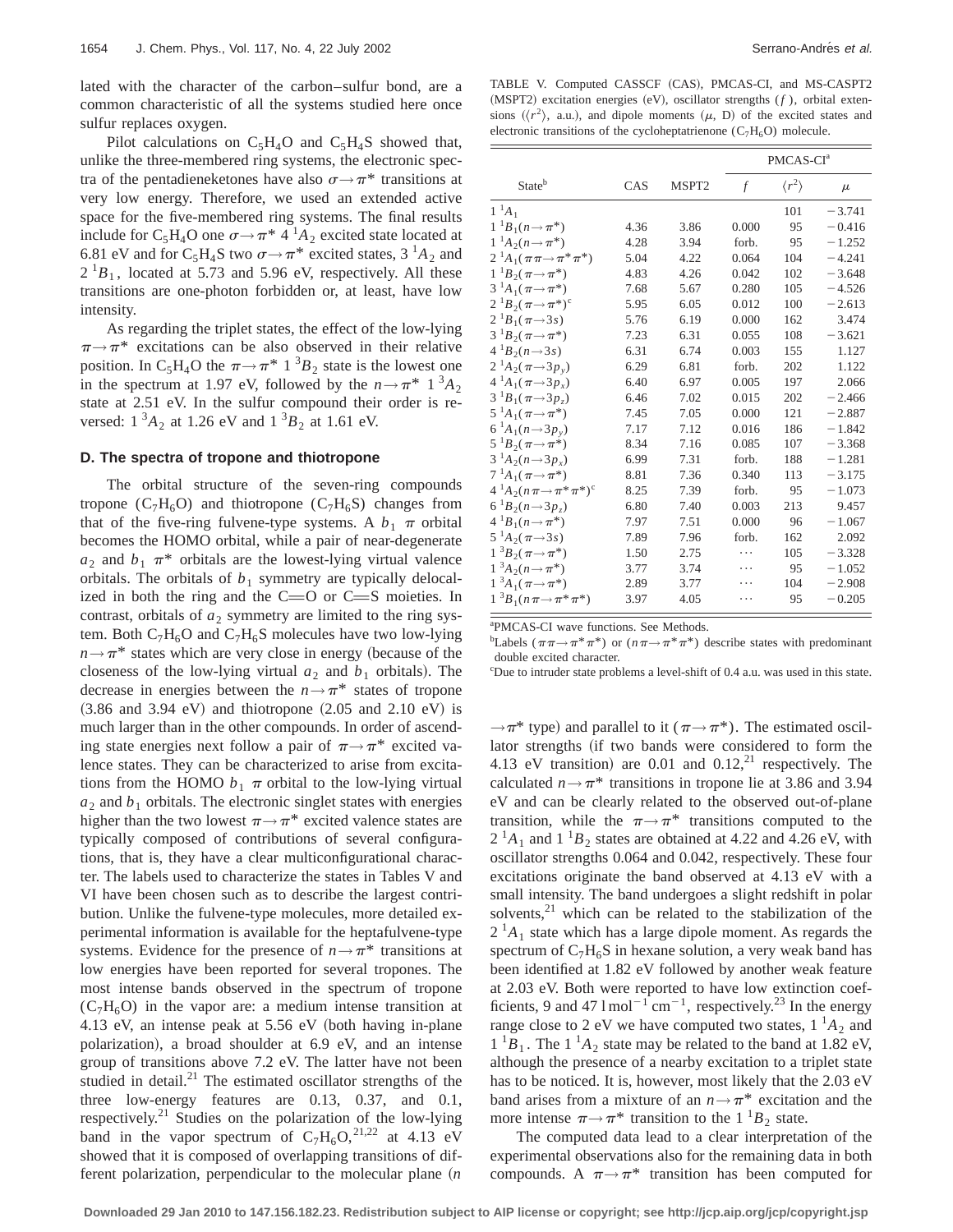lated with the character of the carbon–sulfur bond, are a common characteristic of all the systems studied here once sulfur replaces oxygen.

Pilot calculations on $C_5H_4O$ and $C_5H_4S$ showed that, unlike the three-membered ring systems, the electronic spectra of the pentadieneketones have also $\sigma\rightarrow\pi^*$ transitions at very low energy. Therefore, we used an extended active space for the five-membered ring systems. The final results include for $C_5H_4O$ one $\sigma\rightarrow\pi^*$ $4\,^1A_2$ excited state located at 6.81 eV and for $C_5H_4S$ two $\sigma\rightarrow\pi^*$ excited states, $3\,^1A_2$ and $2\,^1B_1$, located at 5.73 and 5.96 eV, respectively. All these transitions are one-photon forbidden or, at least, have low intensity.

As regarding the triplet states, the effect of the low-lying $\pi\rightarrow\pi^*$ excitations can be also observed in their relative position. In $C_5H_4O$ the $\pi\rightarrow\pi^*$ $1\,^3B_2$ state is the lowest one in the spectrum at 1.97 eV, followed by the $n\rightarrow\pi^*$ $1\,^3A_2$ state at 2.51 eV. In the sulfur compound their order is reversed: $1\,^3A_2$ at 1.26 eV and $1\,^3B_2$ at 1.61 eV.

### D. The spectra of tropone and thiotropone

The orbital structure of the seven-ring compounds tropone ($C_7H_6O$) and thiotropone ($C_7H_6S$) changes from that of the five-ring fulvene-type systems. A $b_1$ $\pi$ orbital becomes the HOMO orbital, while a pair of near-degenerate $a_2$ and $b_1$ $\pi^*$ orbitals are the lowest-lying virtual valence orbitals. The orbitals of $b_1$ symmetry are typically delocalized in both the ring and the C=O or C=S moieties. In contrast, orbitals of $a_2$ symmetry are limited to the ring system. Both $C_7H_6O$ and $C_7H_6S$ molecules have two low-lying $n\rightarrow\pi^*$ states which are very close in energy (because of the closeness of the low-lying virtual $a_2$ and $b_1$ orbitals). The decrease in energies between the $n\rightarrow\pi^*$ states of tropone (3.86 and 3.94 eV) and thiotropone (2.05 and 2.10 eV) is much larger than in the other compounds. In order of ascending state energies next follow a pair of $\pi\rightarrow\pi^*$ excited valence states. They can be characterized to arise from excitations from the HOMO $b_1$ $\pi$ orbital to the low-lying virtual $a_2$ and $b_1$ orbitals. The electronic singlet states with energies higher than the two lowest $\pi\rightarrow\pi^*$ excited valence states are typically composed of contributions of several configurations, that is, they have a clear multiconfigurational character. The labels used to characterize the states in Tables V and VI have been chosen such as to describe the largest contribution. Unlike the fulvene-type molecules, more detailed experimental information is available for the heptafulvene-type systems. Evidence for the presence of $n\rightarrow\pi^*$ transitions at low energies have been reported for several tropones. The most intense bands observed in the spectrum of tropone ($C_7H_6O$) in the vapor are: a medium intense transition at 4.13 eV, an intense peak at 5.56 eV (both having in-plane polarization), a broad shoulder at 6.9 eV, and an intense group of transitions above 7.2 eV. The latter have not been studied in detail.[21] The estimated oscillator strengths of the three low-energy features are 0.13, 0.37, and 0.1, respectively.[21] Studies on the polarization of the low-lying band in the vapor spectrum of $C_7H_6O$,[21,22] at 4.13 eV showed that it is composed of overlapping transitions of different polarization, perpendicular to the molecular plane ($n\rightarrow\pi^*$ type) and parallel to it ($\pi\rightarrow\pi^*$). The estimated oscillator strengths (if two bands were considered to form the 4.13 eV transition) are 0.01 and 0.12,[21] respectively. The calculated $n\rightarrow\pi^*$ transitions in tropone lie at 3.86 and 3.94 eV and can be clearly related to the observed out-of-plane transition, while the $\pi\rightarrow\pi^*$ transitions computed to the $2\,^1A_1$ and $1\,^1B_2$ states are obtained at 4.22 and 4.26 eV, with oscillator strengths 0.064 and 0.042, respectively. These four excitations originate the band observed at 4.13 eV with a small intensity. The band undergoes a slight redshift in polar solvents,[21] which can be related to the stabilization of the $2\,^1A_1$ state which has a large dipole moment. As regards the spectrum of $C_7H_6S$ in hexane solution, a very weak band has been identified at 1.82 eV followed by another weak feature at 2.03 eV. Both were reported to have low extinction coefficients, 9 and 47 $\mathrm{l\,mol^{-1}\,cm^{-1}}$, respectively.[23] In the energy range close to 2 eV we have computed two states, $1\,^1A_2$ and $1\,^1B_1$. The $1\,^1A_2$ state may be related to the band at 1.82 eV, although the presence of a nearby excitation to a triplet state has to be noticed. It is, however, most likely that the 2.03 eV band arises from a mixture of an $n\rightarrow\pi^*$ excitation and the more intense $\pi\rightarrow\pi^*$ transition to the $1\,^1B_2$ state.

The computed data lead to a clear interpretation of the experimental observations also for the remaining data in both compounds. A $\pi\rightarrow\pi^*$ transition has been computed for

TABLE V. Computed CASSCF (CAS), PMCAS-CI, and MS-CASPT2 (MSPT2) excitation energies (eV), oscillator strengths ($f$), orbital extensions ($\langle r^2\rangle$, a.u.), and dipole moments ($\mu$, D) of the excited states and electronic transitions of the cycloheptatrienone ($C_7H_6O$) molecule.

| State[b] | CAS | MSPT2 | PMCAS-CI[a] | | |
|---|---|---|---|---|---|
| | | | $f$ | $\langle r^2\rangle$ | $\mu$ |
| $1\,^1A_1$ | | | | 101 | −3.741 |
| $1\,^1B_1(n\rightarrow\pi^*)$ | 4.36 | 3.86 | 0.000 | 95 | −0.416 |
| $1\,^1A_2(n\rightarrow\pi^*)$ | 4.28 | 3.94 | forb. | 95 | −1.252 |
| $2\,^1A_1(\pi\pi\rightarrow\pi^*\pi^*)$ | 5.04 | 4.22 | 0.064 | 104 | −4.241 |
| $1\,^1B_2(\pi\rightarrow\pi^*)$ | 4.83 | 4.26 | 0.042 | 102 | −3.648 |
| $3\,^1A_1(\pi\rightarrow\pi^*)$ | 7.68 | 5.67 | 0.280 | 105 | −4.526 |
| $2\,^1B_2(\pi\rightarrow\pi^*)$[c] | 5.95 | 6.05 | 0.012 | 100 | −2.613 |
| $2\,^1B_1(\pi\rightarrow 3s)$ | 5.76 | 6.19 | 0.000 | 162 | 3.474 |
| $3\,^1B_2(\pi\rightarrow\pi^*)$ | 7.23 | 6.31 | 0.055 | 108 | −3.621 |
| $4\,^1B_2(n\rightarrow 3s)$ | 6.31 | 6.74 | 0.003 | 155 | 1.127 |
| $2\,^1A_2(\pi\rightarrow 3p_y)$ | 6.29 | 6.81 | forb. | 202 | 1.122 |
| $4\,^1A_1(\pi\rightarrow 3p_x)$ | 6.40 | 6.97 | 0.005 | 197 | 2.066 |
| $3\,^1B_1(\pi\rightarrow 3p_z)$ | 6.46 | 7.02 | 0.015 | 202 | −2.466 |
| $5\,^1A_1(\pi\rightarrow\pi^*)$ | 7.45 | 7.05 | 0.000 | 121 | −2.887 |
| $6\,^1A_1(n\rightarrow 3p_y)$ | 7.17 | 7.12 | 0.016 | 186 | −1.842 |
| $5\,^1B_2(\pi\rightarrow\pi^*)$ | 8.34 | 7.16 | 0.085 | 107 | −3.368 |
| $3\,^1A_2(n\rightarrow 3p_x)$ | 6.99 | 7.31 | forb. | 188 | −1.281 |
| $7\,^1A_1(\pi\rightarrow\pi^*)$ | 8.81 | 7.36 | 0.340 | 113 | −3.175 |
| $4\,^1A_2(n\pi\rightarrow\pi^*\pi^*)$[c] | 8.25 | 7.39 | forb. | 95 | −1.073 |
| $6\,^1B_2(n\rightarrow 3p_z)$ | 6.80 | 7.40 | 0.003 | 213 | 9.457 |
| $4\,^1B_1(n\rightarrow\pi^*)$ | 7.97 | 7.51 | 0.000 | 96 | −1.067 |
| $5\,^1A_2(\pi\rightarrow 3s)$ | 7.89 | 7.96 | forb. | 162 | 2.092 |
| $1\,^3B_2(\pi\rightarrow\pi^*)$ | 1.50 | 2.75 | ⋯ | 105 | −3.328 |
| $1\,^3A_2(n\rightarrow\pi^*)$ | 3.77 | 3.74 | ⋯ | 95 | −1.052 |
| $1\,^3A_1(\pi\rightarrow\pi^*)$ | 2.89 | 3.77 | ⋯ | 104 | −2.908 |
| $1\,^3B_1(n\pi\rightarrow\pi^*\pi^*)$ | 3.97 | 4.05 | ⋯ | 95 | −0.205 |

[a]PMCAS-CI wave functions. See Methods.
[b]Labels ($\pi\pi\rightarrow\pi^*\pi^*$) or ($n\pi\rightarrow\pi^*\pi^*$) describe states with predominant double excited character.
[c]Due to intruder state problems a level-shift of 0.4 a.u. was used in this state.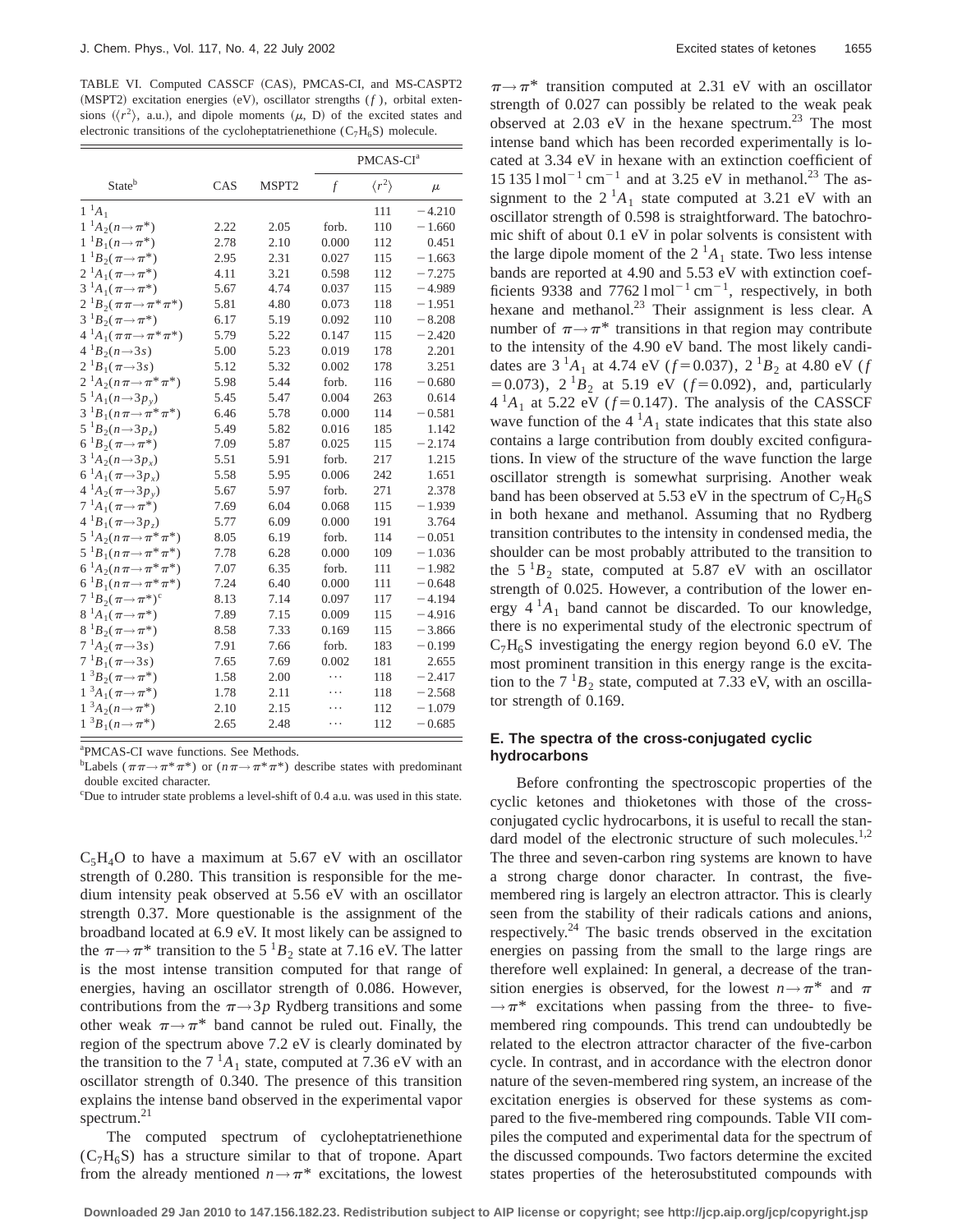TABLE VI. Computed CASSCF (CAS), PMCAS-CI, and MS-CASPT2 (MSPT2) excitation energies (eV), oscillator strengths ($f$), orbital extensions ($\langle r^2 \rangle$, a.u.), and dipole moments ($\mu$, D) of the excited states and electronic transitions of the cycloheptatrienethione ($C_7H_6S$) molecule.

| State[b] | CAS | MSPT2 | PMCAS-CI[a] | | |
|---|---|---|---|---|---|
| | | | $f$ | $\langle r^2 \rangle$ | $\mu$ |
| $1\,^1A_1$ | | | | 111 | −4.210 |
| $1\,^1A_2(n\rightarrow\pi^*)$ | 2.22 | 2.05 | forb. | 110 | −1.660 |
| $1\,^1B_1(n\rightarrow\pi^*)$ | 2.78 | 2.10 | 0.000 | 112 | 0.451 |
| $1\,^1B_2(\pi\rightarrow\pi^*)$ | 2.95 | 2.31 | 0.027 | 115 | −1.663 |
| $2\,^1A_1(\pi\rightarrow\pi^*)$ | 4.11 | 3.21 | 0.598 | 112 | −7.275 |
| $3\,^1A_1(\pi\rightarrow\pi^*)$ | 5.67 | 4.74 | 0.037 | 115 | −4.989 |
| $2\,^1B_2(\pi\pi\rightarrow\pi^*\pi^*)$ | 5.81 | 4.80 | 0.073 | 118 | −1.951 |
| $3\,^1B_2(\pi\rightarrow\pi^*)$ | 6.17 | 5.19 | 0.092 | 110 | −8.208 |
| $4\,^1A_1(\pi\pi\rightarrow\pi^*\pi^*)$ | 5.79 | 5.22 | 0.147 | 115 | −2.420 |
| $4\,^1B_2(n\rightarrow 3s)$ | 5.00 | 5.23 | 0.019 | 178 | 2.201 |
| $2\,^1B_1(\pi\rightarrow 3s)$ | 5.12 | 5.32 | 0.002 | 178 | 3.251 |
| $2\,^1A_2(n\pi\rightarrow\pi^*\pi^*)$ | 5.98 | 5.44 | forb. | 116 | −0.680 |
| $5\,^1A_1(n\rightarrow 3p_y)$ | 5.45 | 5.47 | 0.004 | 263 | 0.614 |
| $3\,^1B_1(n\pi\rightarrow\pi^*\pi^*)$ | 6.46 | 5.78 | 0.000 | 114 | −0.581 |
| $5\,^1B_2(n\rightarrow 3p_z)$ | 5.49 | 5.82 | 0.016 | 185 | 1.142 |
| $6\,^1B_2(\pi\rightarrow\pi^*)$ | 7.09 | 5.87 | 0.025 | 115 | −2.174 |
| $3\,^1A_2(n\rightarrow 3p_x)$ | 5.51 | 5.91 | forb. | 217 | 1.215 |
| $6\,^1A_1(\pi\rightarrow 3p_x)$ | 5.58 | 5.95 | 0.006 | 242 | 1.651 |
| $4\,^1A_2(\pi\rightarrow 3p_y)$ | 5.67 | 5.97 | forb. | 271 | 2.378 |
| $7\,^1A_1(\pi\rightarrow\pi^*)$ | 7.69 | 6.04 | 0.068 | 115 | −1.939 |
| $4\,^1B_1(\pi\rightarrow 3p_z)$ | 5.77 | 6.09 | 0.000 | 191 | 3.764 |
| $5\,^1A_2(n\pi\rightarrow\pi^*\pi^*)$ | 8.05 | 6.19 | forb. | 114 | −0.051 |
| $5\,^1B_1(n\pi\rightarrow\pi^*\pi^*)$ | 7.78 | 6.28 | 0.000 | 109 | −1.036 |
| $6\,^1A_2(n\pi\rightarrow\pi^*\pi^*)$ | 7.07 | 6.35 | forb. | 111 | −1.982 |
| $6\,^1B_1(n\pi\rightarrow\pi^*\pi^*)$ | 7.24 | 6.40 | 0.000 | 111 | −0.648 |
| $7\,^1B_2(\pi\rightarrow\pi^*)$[c] | 8.13 | 7.14 | 0.097 | 117 | −4.194 |
| $8\,^1A_1(\pi\rightarrow\pi^*)$ | 7.89 | 7.15 | 0.009 | 115 | −4.916 |
| $8\,^1B_2(\pi\rightarrow\pi^*)$ | 8.58 | 7.33 | 0.169 | 115 | −3.866 |
| $7\,^1A_2(\pi\rightarrow 3s)$ | 7.91 | 7.66 | forb. | 183 | −0.199 |
| $7\,^1B_1(\pi\rightarrow 3s)$ | 7.65 | 7.69 | 0.002 | 181 | 2.655 |
| $1\,^3B_2(\pi\rightarrow\pi^*)$ | 1.58 | 2.00 | ⋯ | 118 | −2.417 |
| $1\,^3A_1(\pi\rightarrow\pi^*)$ | 1.78 | 2.11 | ⋯ | 118 | −2.568 |
| $1\,^3A_2(n\rightarrow\pi^*)$ | 2.10 | 2.15 | ⋯ | 112 | −1.079 |
| $1\,^3B_1(n\rightarrow\pi^*)$ | 2.65 | 2.48 | ⋯ | 112 | −0.685 |

[a]PMCAS-CI wave functions. See Methods.

[b]Labels ($\pi\pi\rightarrow\pi^*\pi^*$) or ($n\pi\rightarrow\pi^*\pi^*$) describe states with predominant double excited character.

[c]Due to intruder state problems a level-shift of 0.4 a.u. was used in this state.

$C_5H_4O$ to have a maximum at 5.67 eV with an oscillator strength of 0.280. This transition is responsible for the medium intensity peak observed at 5.56 eV with an oscillator strength 0.37. More questionable is the assignment of the broadband located at 6.9 eV. It most likely can be assigned to the $\pi\rightarrow\pi^*$ transition to the $5\,^1B_2$ state at 7.16 eV. The latter is the most intense transition computed for that range of energies, having an oscillator strength of 0.086. However, contributions from the $\pi\rightarrow 3p$ Rydberg transitions and some other weak $\pi\rightarrow\pi^*$ band cannot be ruled out. Finally, the region of the spectrum above 7.2 eV is clearly dominated by the transition to the $7\,^1A_1$ state, computed at 7.36 eV with an oscillator strength of 0.340. The presence of this transition explains the intense band observed in the experimental vapor spectrum.[21]

The computed spectrum of cycloheptatrienethione ($C_7H_6S$) has a structure similar to that of tropone. Apart from the already mentioned $n\rightarrow\pi^*$ excitations, the lowest $\pi\rightarrow\pi^*$ transition computed at 2.31 eV with an oscillator strength of 0.027 can possibly be related to the weak peak observed at 2.03 eV in the hexane spectrum.[23] The most intense band which has been recorded experimentally is located at 3.34 eV in hexane with an extinction coefficient of 15 135 $\mathrm{l\,mol^{-1}\,cm^{-1}}$ and at 3.25 eV in methanol.[23] The assignment to the $2\,^1A_1$ state computed at 3.21 eV with an oscillator strength of 0.598 is straightforward. The batochromic shift of about 0.1 eV in polar solvents is consistent with the large dipole moment of the $2\,^1A_1$ state. Two less intense bands are reported at 4.90 and 5.53 eV with extinction coefficients 9338 and 7762 $\mathrm{l\,mol^{-1}\,cm^{-1}}$, respectively, in both hexane and methanol.[23] Their assignment is less clear. A number of $\pi\rightarrow\pi^*$ transitions in that region may contribute to the intensity of the 4.90 eV band. The most likely candidates are $3\,^1A_1$ at 4.74 eV ($f=0.037$), $2\,^1B_2$ at 4.80 eV ($f=0.073$), $2\,^1B_2$ at 5.19 eV ($f=0.092$), and, particularly $4\,^1A_1$ at 5.22 eV ($f=0.147$). The analysis of the CASSCF wave function of the $4\,^1A_1$ state indicates that this state also contains a large contribution from doubly excited configurations. In view of the structure of the wave function the large oscillator strength is somewhat surprising. Another weak band has been observed at 5.53 eV in the spectrum of $C_7H_6S$ in both hexane and methanol. Assuming that no Rydberg transition contributes to the intensity in condensed media, the shoulder can be most probably attributed to the transition to the $5\,^1B_2$ state, computed at 5.87 eV with an oscillator strength of 0.025. However, a contribution of the lower energy $4\,^1A_1$ band cannot be discarded. To our knowledge, there is no experimental study of the electronic spectrum of $C_7H_6S$ investigating the energy region beyond 6.0 eV. The most prominent transition in this energy range is the excitation to the $7\,^1B_2$ state, computed at 7.33 eV, with an oscillator strength of 0.169.

### E. The spectra of the cross-conjugated cyclic hydrocarbons

Before confronting the spectroscopic properties of the cyclic ketones and thioketones with those of the cross-conjugated cyclic hydrocarbons, it is useful to recall the standard model of the electronic structure of such molecules.[1,2] The three and seven-carbon ring systems are known to have a strong charge donor character. In contrast, the five-membered ring is largely an electron attractor. This is clearly seen from the stability of their radicals cations and anions, respectively.[24] The basic trends observed in the excitation energies on passing from the small to the large rings are therefore well explained: In general, a decrease of the transition energies is observed, for the lowest $n\rightarrow\pi^*$ and $\pi\rightarrow\pi^*$ excitations when passing from the three- to five-membered ring compounds. This trend can undoubtedly be related to the electron attractor character of the five-carbon cycle. In contrast, and in accordance with the electron donor nature of the seven-membered ring system, an increase of the excitation energies is observed for these systems as compared to the five-membered ring compounds. Table VII compiles the computed and experimental data for the spectrum of the discussed compounds. Two factors determine the excited states properties of the heterosubstituted compounds with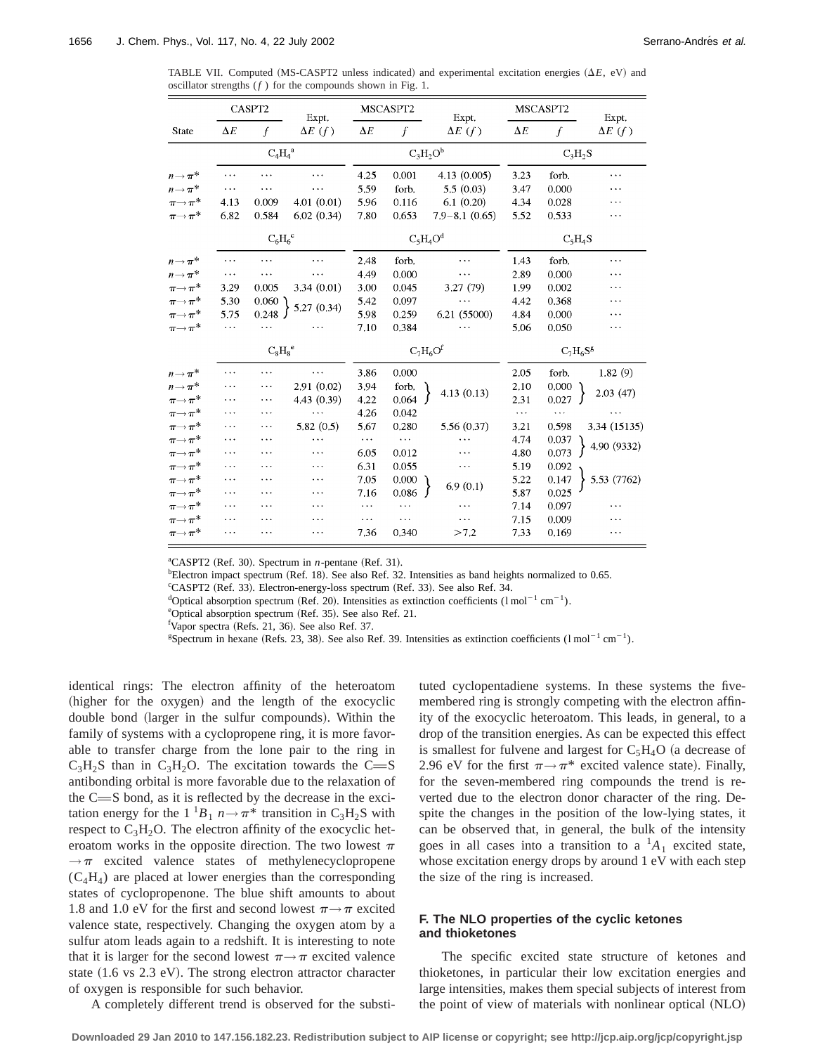TABLE VII. Computed (MS-CASPT2 unless indicated) and experimental excitation energies ($\Delta E$, eV) and oscillator strengths ($f$) for the compounds shown in Fig. 1.

| State | CASPT2 $\Delta E$ | CASPT2 $f$ | Expt. $\Delta E$ ($f$) | MSCASPT2 $\Delta E$ | MSCASPT2 $f$ | Expt. $\Delta E$ ($f$) | MSCASPT2 $\Delta E$ | MSCASPT2 $f$ | Expt. $\Delta E$ ($f$) |
|---|---|---|---|---|---|---|---|---|---|
| | | $C_4H_4$[a] | | | $C_3H_2O$[b] | | | $C_3H_2S$ | |
| $n\rightarrow\pi^*$ | ⋯ | ⋯ | ⋯ | 4.25 | 0.001 | 4.13 (0.005) | 3.23 | forb. | ⋯ |
| $n\rightarrow\pi^*$ | ⋯ | ⋯ | ⋯ | 5.59 | forb. | 5.5 (0.03) | 3.47 | 0.000 | ⋯ |
| $\pi\rightarrow\pi^*$ | 4.13 | 0.009 | 4.01 (0.01) | 5.96 | 0.116 | 6.1 (0.20) | 4.34 | 0.028 | ⋯ |
| $\pi\rightarrow\pi^*$ | 6.82 | 0.584 | 6.02 (0.34) | 7.80 | 0.653 | 7.9–8.1 (0.65) | 5.52 | 0.533 | ⋯ |
| | | $C_6H_6$[c] | | | $C_5H_4O$[d] | | | $C_5H_4S$ | |
| $n\rightarrow\pi^*$ | ⋯ | ⋯ | ⋯ | 2.48 | forb. | ⋯ | 1.43 | forb. | ⋯ |
| $n\rightarrow\pi^*$ | ⋯ | ⋯ | ⋯ | 4.49 | 0.000 | ⋯ | 2.89 | 0.000 | ⋯ |
| $\pi\rightarrow\pi^*$ | 3.29 | 0.005 | 3.34 (0.01) | 3.00 | 0.045 | 3.27 (79) | 1.99 | 0.002 | ⋯ |
| $\pi\rightarrow\pi^*$ | 5.30 | 0.060 | 5.27 (0.34) | 5.42 | 0.097 | ⋯ | 4.42 | 0.368 | ⋯ |
| $\pi\rightarrow\pi^*$ | 5.75 | 0.248 | | 5.98 | 0.259 | 6.21 (55000) | 4.84 | 0.000 | ⋯ |
| $\pi\rightarrow\pi^*$ | ⋯ | ⋯ | ⋯ | 7.10 | 0.384 | ⋯ | 5.06 | 0.050 | ⋯ |
| | | $C_8H_8$[e] | | | $C_7H_6O$[f] | | | $C_7H_6S$[g] | |
| $n\rightarrow\pi^*$ | ⋯ | ⋯ | ⋯ | 3.86 | 0.000 | | 2.05 | forb. | 1.82 (9) |
| $n\rightarrow\pi^*$ | ⋯ | ⋯ | 2.91 (0.02) | 3.94 | forb. | 4.13 (0.13) | 2.10 | 0.000 | 2.03 (47) |
| $\pi\rightarrow\pi^*$ | ⋯ | ⋯ | 4.43 (0.39) | 4.22 | 0.064 | | 2.31 | 0.027 | |
| $\pi\rightarrow\pi^*$ | ⋯ | ⋯ | ⋯ | 4.26 | 0.042 | | ⋯ | ⋯ | ⋯ |
| $\pi\rightarrow\pi^*$ | ⋯ | ⋯ | 5.82 (0.5) | 5.67 | 0.280 | 5.56 (0.37) | 3.21 | 0.598 | 3.34 (15135) |
| $\pi\rightarrow\pi^*$ | ⋯ | ⋯ | ⋯ | ⋯ | ⋯ | ⋯ | 4.74 | 0.037 | 4.90 (9332) |
| $\pi\rightarrow\pi^*$ | ⋯ | ⋯ | ⋯ | 6.05 | 0.012 | ⋯ | 4.80 | 0.073 | |
| $\pi\rightarrow\pi^*$ | ⋯ | ⋯ | ⋯ | 6.31 | 0.055 | ⋯ | 5.19 | 0.092 | |
| $\pi\rightarrow\pi^*$ | ⋯ | ⋯ | ⋯ | 7.05 | 0.000 | 6.9 (0.1) | 5.22 | 0.147 | 5.53 (7762) |
| $\pi\rightarrow\pi^*$ | ⋯ | ⋯ | ⋯ | 7.16 | 0.086 | | 5.87 | 0.025 | |
| $\pi\rightarrow\pi^*$ | ⋯ | ⋯ | ⋯ | ⋯ | ⋯ | ⋯ | 7.14 | 0.097 | ⋯ |
| $\pi\rightarrow\pi^*$ | ⋯ | ⋯ | ⋯ | ⋯ | ⋯ | ⋯ | 7.15 | 0.009 | ⋯ |
| $\pi\rightarrow\pi^*$ | ⋯ | ⋯ | ⋯ | 7.36 | 0.340 | >7.2 | 7.33 | 0.169 | ⋯ |

[a]CASPT2 (Ref. 30). Spectrum in *n*-pentane (Ref. 31).
[b]Electron impact spectrum (Ref. 18). See also Ref. 32. Intensities as band heights normalized to 0.65.
[c]CASPT2 (Ref. 33). Electron-energy-loss spectrum (Ref. 33). See also Ref. 34.
[d]Optical absorption spectrum (Ref. 20). Intensities as extinction coefficients ($\mathrm{l\,mol^{-1}\,cm^{-1}}$).
[e]Optical absorption spectrum (Ref. 35). See also Ref. 21.
[f]Vapor spectra (Refs. 21, 36). See also Ref. 37.
[g]Spectrum in hexane (Refs. 23, 38). See also Ref. 39. Intensities as extinction coefficients ($\mathrm{l\,mol^{-1}\,cm^{-1}}$).

identical rings: The electron affinity of the heteroatom (higher for the oxygen) and the length of the exocyclic double bond (larger in the sulfur compounds). Within the family of systems with a cyclopropene ring, it is more favorable to transfer charge from the lone pair to the ring in $C_3H_2S$ than in $C_3H_2O$. The excitation towards the C=S antibonding orbital is more favorable due to the relaxation of the C=S bond, as it is reflected by the decrease in the excitation energy for the $1\,^1B_1$ $n\rightarrow\pi^*$ transition in $C_3H_2S$ with respect to $C_3H_2O$. The electron affinity of the exocyclic heteroatom works in the opposite direction. The two lowest $\pi\rightarrow\pi$ excited valence states of methylenecyclopropene ($C_4H_4$) are placed at lower energies than the corresponding states of cyclopropenone. The blue shift amounts to about 1.8 and 1.0 eV for the first and second lowest $\pi\rightarrow\pi$ excited valence state, respectively. Changing the oxygen atom by a sulfur atom leads again to a redshift. It is interesting to note that it is larger for the second lowest $\pi\rightarrow\pi$ excited valence state (1.6 vs 2.3 eV). The strong electron attractor character of oxygen is responsible for such behavior.

A completely different trend is observed for the substituted cyclopentadiene systems. In these systems the five-membered ring is strongly competing with the electron affinity of the exocyclic heteroatom. This leads, in general, to a drop of the transition energies. As can be expected this effect is smallest for fulvene and largest for $C_5H_4O$ (a decrease of 2.96 eV for the first $\pi\rightarrow\pi^*$ excited valence state). Finally, for the seven-membered ring compounds the trend is reverted due to the electron donor character of the ring. Despite the changes in the position of the low-lying states, it can be observed that, in general, the bulk of the intensity goes in all cases into a transition to a $^1A_1$ excited state, whose excitation energy drops by around 1 eV with each step the size of the ring is increased.

## F. The NLO properties of the cyclic ketones and thioketones

The specific excited state structure of ketones and thioketones, in particular their low excitation energies and large intensities, makes them special subjects of interest from the point of view of materials with nonlinear optical (NLO)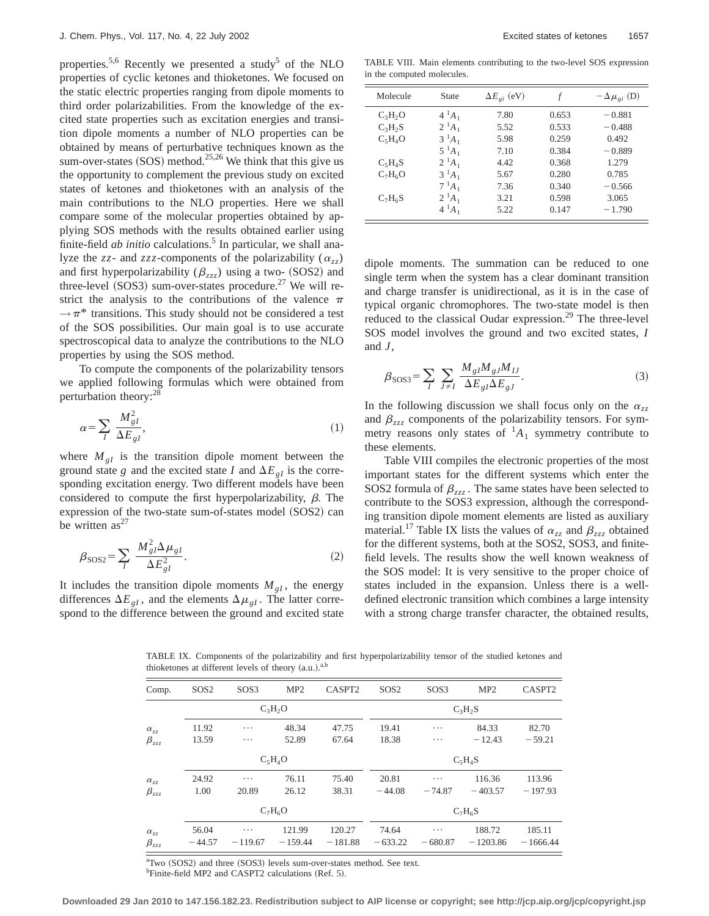properties.[5,6] Recently we presented a study[5] of the NLO properties of cyclic ketones and thioketones. We focused on the static electric properties ranging from dipole moments to third order polarizabilities. From the knowledge of the excited state properties such as excitation energies and transition dipole moments a number of NLO properties can be obtained by means of perturbative techniques known as the sum-over-states (SOS) method.[25,26] We think that this give us the opportunity to complement the previous study on excited states of ketones and thioketones with an analysis of the main contributions to the NLO properties. Here we shall compare some of the molecular properties obtained by applying SOS methods with the results obtained earlier using finite-field *ab initio* calculations.[5] In particular, we shall analyze the *zz*- and *zzz*-components of the polarizability ($\alpha_{zz}$) and first hyperpolarizability ($\beta_{zzz}$) using a two- (SOS2) and three-level (SOS3) sum-over-states procedure.[27] We will restrict the analysis to the contributions of the valence $\pi \rightarrow \pi^*$ transitions. This study should not be considered a test of the SOS possibilities. Our main goal is to use accurate spectroscopical data to analyze the contributions to the NLO properties by using the SOS method.

To compute the components of the polarizability tensors we applied following formulas which were obtained from perturbation theory:[28]

$$\alpha = \sum_I \frac{M_{gI}^2}{\Delta E_{gI}}, \tag{1}$$

where $M_{gI}$ is the transition dipole moment between the ground state $g$ and the excited state $I$ and $\Delta E_{gI}$ is the corresponding excitation energy. Two different models have been considered to compute the first hyperpolarizability, $\beta$. The expression of the two-state sum-of-states model (SOS2) can be written as[27]

$$\beta_{\text{SOS2}} = \sum_I \frac{M_{gI}^2 \Delta\mu_{gI}}{\Delta E_{gI}^2}. \tag{2}$$

It includes the transition dipole moments $M_{gI}$, the energy differences $\Delta E_{gI}$, and the elements $\Delta\mu_{gI}$. The latter correspond to the difference between the ground and excited state dipole moments. The summation can be reduced to one single term when the system has a clear dominant transition and charge transfer is unidirectional, as it is in the case of typical organic chromophores. The two-state model is then reduced to the classical Oudar expression.[29] The three-level SOS model involves the ground and two excited states, $I$ and $J$,

$$\beta_{\text{SOS3}} = \sum_I \sum_{J \neq I} \frac{M_{gI} M_{gJ} M_{IJ}}{\Delta E_{gI} \Delta E_{gJ}}. \tag{3}$$

In the following discussion we shall focus only on the $\alpha_{zz}$ and $\beta_{zzz}$ components of the polarizability tensors. For symmetry reasons only states of $^1A_1$ symmetry contribute to these elements.

Table VIII compiles the electronic properties of the most important states for the different systems which enter the SOS2 formula of $\beta_{zzz}$. The same states have been selected to contribute to the SOS3 expression, although the corresponding transition dipole moment elements are listed as auxiliary material.[17] Table IX lists the values of $\alpha_{zz}$ and $\beta_{zzz}$ obtained for the different systems, both at the SOS2, SOS3, and finite-field levels. The results show the well known weakness of the SOS model: It is very sensitive to the proper choice of states included in the expansion. Unless there is a well-defined electronic transition which combines a large intensity with a strong charge transfer character, the obtained results,

TABLE VIII. Main elements contributing to the two-level SOS expression in the computed molecules.

| Molecule | State | $\Delta E_{gi}$ (eV) | $f$ | $-\Delta\mu_{gi}$ (D) |
|---|---|---|---|---|
| $C_3H_2O$ | $4\,^1A_1$ | 7.80 | 0.653 | −0.881 |
| $C_3H_2S$ | $2\,^1A_1$ | 5.52 | 0.533 | −0.488 |
| $C_5H_4O$ | $3\,^1A_1$ | 5.98 | 0.259 | 0.492 |
| | $5\,^1A_1$ | 7.10 | 0.384 | −0.889 |
| $C_5H_4S$ | $2\,^1A_1$ | 4.42 | 0.368 | 1.279 |
| $C_7H_6O$ | $3\,^1A_1$ | 5.67 | 0.280 | 0.785 |
| | $7\,^1A_1$ | 7.36 | 0.340 | −0.566 |
| $C_7H_6S$ | $2\,^1A_1$ | 3.21 | 0.598 | 3.065 |
| | $4\,^1A_1$ | 5.22 | 0.147 | −1.790 |

TABLE IX. Components of the polarizability and first hyperpolarizability tensor of the studied ketones and thioketones at different levels of theory (a.u.).[a,b]

| Comp. | SOS2 | SOS3 | MP2 | CASPT2 | SOS2 | SOS3 | MP2 | CASPT2 |
|---|---|---|---|---|---|---|---|---|
| | $C_3H_2O$ | | | | $C_3H_2S$ | | | |
| $\alpha_{zz}$ | 11.92 | ⋯ | 48.34 | 47.75 | 19.41 | ⋯ | 84.33 | 82.70 |
| $\beta_{zzz}$ | 13.59 | ⋯ | 52.89 | 67.64 | 18.38 | ⋯ | −12.43 | −59.21 |
| | $C_5H_4O$ | | | | $C_5H_4S$ | | | |
| $\alpha_{zz}$ | 24.92 | ⋯ | 76.11 | 75.40 | 20.81 | ⋯ | 116.36 | 113.96 |
| $\beta_{zzz}$ | 1.00 | 20.89 | 26.12 | 38.31 | −44.08 | −74.87 | −403.57 | −197.93 |
| | $C_7H_6O$ | | | | $C_7H_6S$ | | | |
| $\alpha_{zz}$ | 56.04 | ⋯ | 121.99 | 120.27 | 74.64 | ⋯ | 188.72 | 185.11 |
| $\beta_{zzz}$ | −44.57 | −119.67 | −159.44 | −181.88 | −633.22 | −680.87 | −1203.86 | −1666.44 |

[a]Two (SOS2) and three (SOS3) levels sum-over-states method. See text.
[b]Finite-field MP2 and CASPT2 calculations (Ref. 5).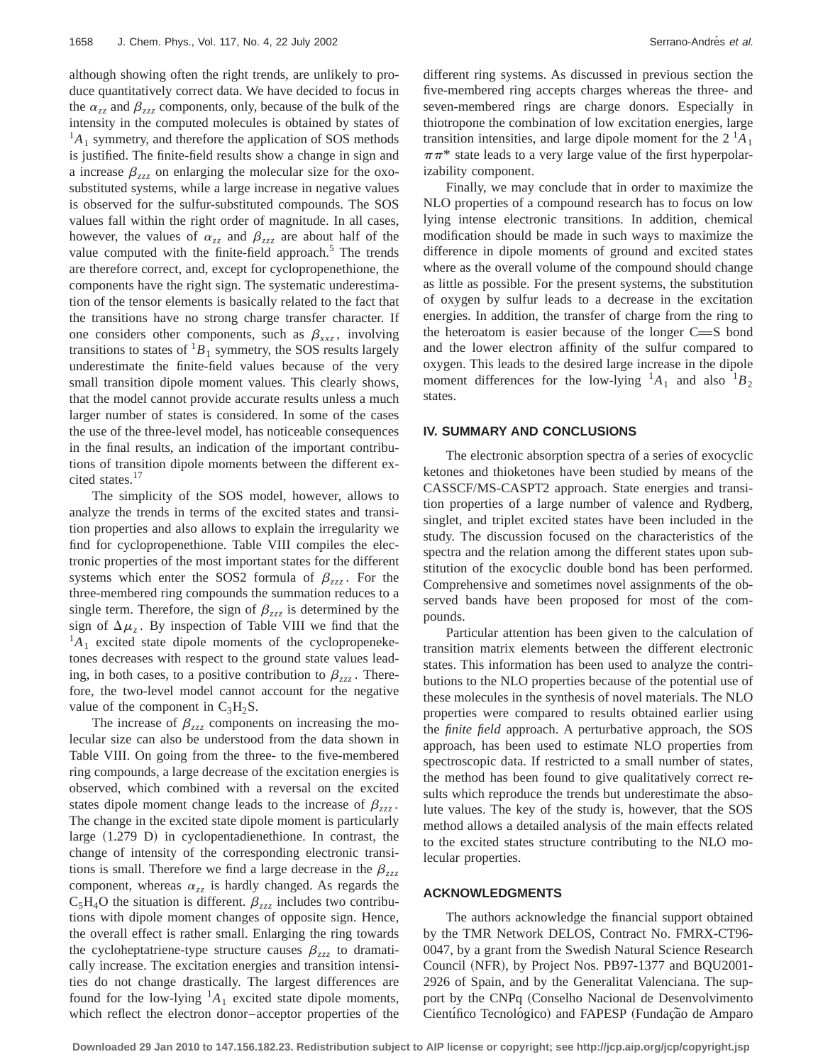although showing often the right trends, are unlikely to produce quantitatively correct data. We have decided to focus in the $\alpha_{zz}$ and $\beta_{zzz}$ components, only, because of the bulk of the intensity in the computed molecules is obtained by states of $^1A_1$ symmetry, and therefore the application of SOS methods is justified. The finite-field results show a change in sign and a increase $\beta_{zzz}$ on enlarging the molecular size for the oxo-substituted systems, while a large increase in negative values is observed for the sulfur-substituted compounds. The SOS values fall within the right order of magnitude. In all cases, however, the values of $\alpha_{zz}$ and $\beta_{zzz}$ are about half of the value computed with the finite-field approach.[5] The trends are therefore correct, and, except for cyclopropenethione, the components have the right sign. The systematic underestimation of the tensor elements is basically related to the fact that the transitions have no strong charge transfer character. If one considers other components, such as $\beta_{xxz}$, involving transitions to states of $^1B_1$ symmetry, the SOS results largely underestimate the finite-field values because of the very small transition dipole moment values. This clearly shows, that the model cannot provide accurate results unless a much larger number of states is considered. In some of the cases the use of the three-level model, has noticeable consequences in the final results, an indication of the important contributions of transition dipole moments between the different excited states.[17]

The simplicity of the SOS model, however, allows to analyze the trends in terms of the excited states and transition properties and also allows to explain the irregularity we find for cyclopropenethione. Table VIII compiles the electronic properties of the most important states for the different systems which enter the SOS2 formula of $\beta_{zzz}$. For the three-membered ring compounds the summation reduces to a single term. Therefore, the sign of $\beta_{zzz}$ is determined by the sign of $\Delta\mu_z$. By inspection of Table VIII we find that the $^1A_1$ excited state dipole moments of the cyclopropeneketones decreases with respect to the ground state values leading, in both cases, to a positive contribution to $\beta_{zzz}$. Therefore, the two-level model cannot account for the negative value of the component in $C_3H_2S$.

The increase of $\beta_{zzz}$ components on increasing the molecular size can also be understood from the data shown in Table VIII. On going from the three- to the five-membered ring compounds, a large decrease of the excitation energies is observed, which combined with a reversal on the excited states dipole moment change leads to the increase of $\beta_{zzz}$. The change in the excited state dipole moment is particularly large (1.279 D) in cyclopentadienethione. In contrast, the change of intensity of the corresponding electronic transitions is small. Therefore we find a large decrease in the $\beta_{zzz}$ component, whereas $\alpha_{zz}$ is hardly changed. As regards the $C_5H_4O$ the situation is different. $\beta_{zzz}$ includes two contributions with dipole moment changes of opposite sign. Hence, the overall effect is rather small. Enlarging the ring towards the cycloheptatriene-type structure causes $\beta_{zzz}$ to dramatically increase. The excitation energies and transition intensities do not change drastically. The largest differences are found for the low-lying $^1A_1$ excited state dipole moments, which reflect the electron donor–acceptor properties of the different ring systems. As discussed in previous section the five-membered ring accepts charges whereas the three- and seven-membered rings are charge donors. Especially in thiotropone the combination of low excitation energies, large transition intensities, and large dipole moment for the $2\,^1A_1$ $\pi\pi^*$ state leads to a very large value of the first hyperpolarizability component.

Finally, we may conclude that in order to maximize the NLO properties of a compound research has to focus on low lying intense electronic transitions. In addition, chemical modification should be made in such ways to maximize the difference in dipole moments of ground and excited states where as the overall volume of the compound should change as little as possible. For the present systems, the substitution of oxygen by sulfur leads to a decrease in the excitation energies. In addition, the transfer of charge from the ring to the heteroatom is easier because of the longer C=S bond and the lower electron affinity of the sulfur compared to oxygen. This leads to the desired large increase in the dipole moment differences for the low-lying $^1A_1$ and also $^1B_2$ states.

## IV. SUMMARY AND CONCLUSIONS

The electronic absorption spectra of a series of exocyclic ketones and thioketones have been studied by means of the CASSCF/MS-CASPT2 approach. State energies and transition properties of a large number of valence and Rydberg, singlet, and triplet excited states have been included in the study. The discussion focused on the characteristics of the spectra and the relation among the different states upon substitution of the exocyclic double bond has been performed. Comprehensive and sometimes novel assignments of the observed bands have been proposed for most of the compounds.

Particular attention has been given to the calculation of transition matrix elements between the different electronic states. This information has been used to analyze the contributions to the NLO properties because of the potential use of these molecules in the synthesis of novel materials. The NLO properties were compared to results obtained earlier using the *finite field* approach. A perturbative approach, the SOS approach, has been used to estimate NLO properties from spectroscopic data. If restricted to a small number of states, the method has been found to give qualitatively correct results which reproduce the trends but underestimate the absolute values. The key of the study is, however, that the SOS method allows a detailed analysis of the main effects related to the excited states structure contributing to the NLO molecular properties.

## ACKNOWLEDGMENTS

The authors acknowledge the financial support obtained by the TMR Network DELOS, Contract No. FMRX-CT96-0047, by a grant from the Swedish Natural Science Research Council (NFR), by Project Nos. PB97-1377 and BQU2001-2926 of Spain, and by the Generalitat Valenciana. The support by the CNPq (Conselho Nacional de Desenvolvimento Científico Tecnológico) and FAPESP (Fundação de Amparo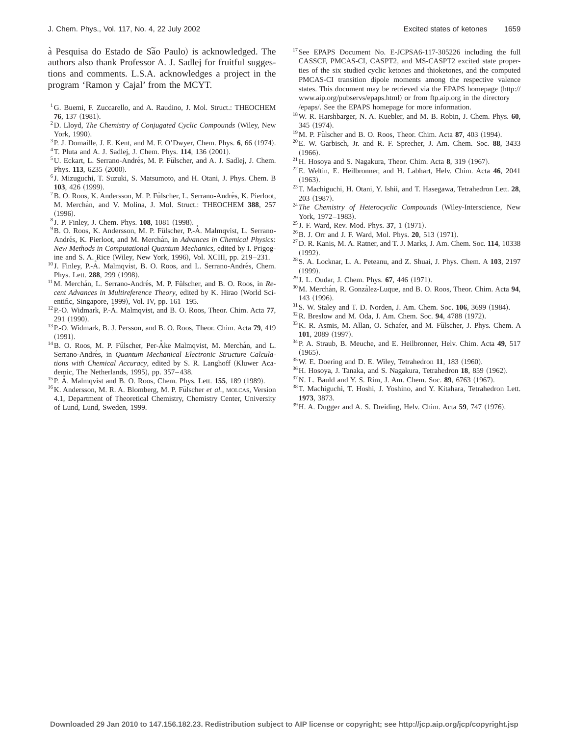à Pesquisa do Estado de São Paulo) is acknowledged. The authors also thank Professor A. J. Sadlej for fruitful suggestions and comments. L.S.A. acknowledges a project in the program 'Ramon y Cajal' from the MCYT.

[1] G. Buemi, F. Zuccarello, and A. Raudino, J. Mol. Struct.: THEOCHEM **76**, 137 (1981).
[2] D. Lloyd, *The Chemistry of Conjugated Cyclic Compounds* (Wiley, New York, 1990).
[3] P. J. Domaille, J. E. Kent, and M. F. O'Dwyer, Chem. Phys. **6**, 66 (1974).
[4] T. Pluta and A. J. Sadlej, J. Chem. Phys. **114**, 136 (2001).
[5] U. Eckart, L. Serrano-Andrés, M. P. Fülscher, and A. J. Sadlej, J. Chem. Phys. **113**, 6235 (2000).
[6] J. Mizuguchi, T. Suzuki, S. Matsumoto, and H. Otani, J. Phys. Chem. B **103**, 426 (1999).
[7] B. O. Roos, K. Andersson, M. P. Fülscher, L. Serrano-Andrés, K. Pierloot, M. Merchán, and V. Molina, J. Mol. Struct.: THEOCHEM **388**, 257 (1996).
[8] J. P. Finley, J. Chem. Phys. **108**, 1081 (1998).
[9] B. O. Roos, K. Andersson, M. P. Fülscher, P.-Å. Malmqvist, L. Serrano-Andrés, K. Pierloot, and M. Merchán, in *Advances in Chemical Physics: New Methods in Computational Quantum Mechanics*, edited by I. Prigogine and S. A. Rice (Wiley, New York, 1996), Vol. XCIII, pp. 219–231.
[10] J. Finley, P.-Å. Malmqvist, B. O. Roos, and L. Serrano-Andrés, Chem. Phys. Lett. **288**, 299 (1998).
[11] M. Merchán, L. Serrano-Andrés, M. P. Fülscher, and B. O. Roos, in *Recent Advances in Multireference Theory*, edited by K. Hirao (World Scientific, Singapore, 1999), Vol. IV, pp. 161–195.
[12] P.-O. Widmark, P.-Å. Malmqvist, and B. O. Roos, Theor. Chim. Acta **77**, 291 (1990).
[13] P.-O. Widmark, B. J. Persson, and B. O. Roos, Theor. Chim. Acta **79**, 419 (1991).
[14] B. O. Roos, M. P. Fülscher, Per-Åke Malmqvist, M. Merchán, and L. Serrano-Andrés, in *Quantum Mechanical Electronic Structure Calculations with Chemical Accuracy*, edited by S. R. Langhoff (Kluwer Academic, The Netherlands, 1995), pp. 357–438.
[15] P. Å. Malmqvist and B. O. Roos, Chem. Phys. Lett. **155**, 189 (1989).
[16] K. Andersson, M. R. A. Blomberg, M. P. Fülscher *et al.*, MOLCAS, Version 4.1, Department of Theoretical Chemistry, Chemistry Center, University of Lund, Lund, Sweden, 1999.
[17] See EPAPS Document No. E-JCPSA6-117-305226 including the full CASSCF, PMCAS-CI, CASPT2, and MS-CASPT2 excited state properties of the six studied cyclic ketones and thioketones, and the computed PMCAS-CI transition dipole moments among the respective valence states. This document may be retrieved via the EPAPS homepage (http://www.aip.org/pubservs/epaps.html) or from ftp.aip.org in the directory /epaps/. See the EPAPS homepage for more information.
[18] W. R. Harshbarger, N. A. Kuebler, and M. B. Robin, J. Chem. Phys. **60**, 345 (1974).
[19] M. P. Fülscher and B. O. Roos, Theor. Chim. Acta **87**, 403 (1994).
[20] E. W. Garbisch, Jr. and R. F. Sprecher, J. Am. Chem. Soc. **88**, 3433 (1966).
[21] H. Hosoya and S. Nagakura, Theor. Chim. Acta **8**, 319 (1967).
[22] E. Weltin, E. Heilbronner, and H. Labhart, Helv. Chim. Acta **46**, 2041 (1963).
[23] T. Machiguchi, H. Otani, Y. Ishii, and T. Hasegawa, Tetrahedron Lett. **28**, 203 (1987).
[24] *The Chemistry of Heterocyclic Compounds* (Wiley-Interscience, New York, 1972–1983).
[25] J. F. Ward, Rev. Mod. Phys. **37**, 1 (1971).
[26] B. J. Orr and J. F. Ward, Mol. Phys. **20**, 513 (1971).
[27] D. R. Kanis, M. A. Ratner, and T. J. Marks, J. Am. Chem. Soc. **114**, 10338 (1992).
[28] S. A. Locknar, L. A. Peteanu, and Z. Shuai, J. Phys. Chem. A **103**, 2197 (1999).
[29] J. L. Oudar, J. Chem. Phys. **67**, 446 (1971).
[30] M. Merchán, R. González-Luque, and B. O. Roos, Theor. Chim. Acta **94**, 143 (1996).
[31] S. W. Staley and T. D. Norden, J. Am. Chem. Soc. **106**, 3699 (1984).
[32] R. Breslow and M. Oda, J. Am. Chem. Soc. **94**, 4788 (1972).
[33] K. R. Asmis, M. Allan, O. Schafer, and M. Fülscher, J. Phys. Chem. A **101**, 2089 (1997).
[34] P. A. Straub, B. Meuche, and E. Heilbronner, Helv. Chim. Acta **49**, 517 (1965).
[35] W. E. Doering and D. E. Wiley, Tetrahedron **11**, 183 (1960).
[36] H. Hosoya, J. Tanaka, and S. Nagakura, Tetrahedron **18**, 859 (1962).
[37] N. L. Bauld and Y. S. Rim, J. Am. Chem. Soc. **89**, 6763 (1967).
[38] T. Machiguchi, T. Hoshi, J. Yoshino, and Y. Kitahara, Tetrahedron Lett. **1973**, 3873.
[39] H. A. Dugger and A. S. Dreiding, Helv. Chim. Acta **59**, 747 (1976).